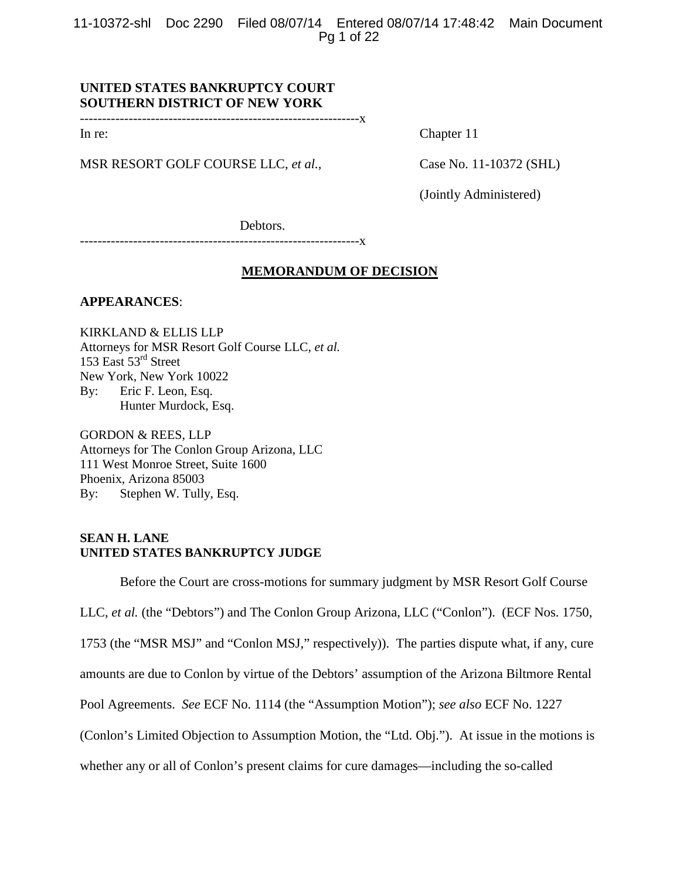**UNITED STATES BANKRUPTCY COURT**
**SOUTHERN DISTRICT OF NEW YORK**

---------------------------------------------------------------x

In re: Chapter 11

MSR RESORT GOLF COURSE LLC, *et al.*, Case No. 11-10372 (SHL)

(Jointly Administered)

Debtors.

---------------------------------------------------------------x

## <u>MEMORANDUM OF DECISION</u>

**APPEARANCES**:

KIRKLAND & ELLIS LLP
Attorneys for MSR Resort Golf Course LLC, *et al.*
153 East 53rd Street
New York, New York 10022
By: Eric F. Leon, Esq.
Hunter Murdock, Esq.

GORDON & REES, LLP
Attorneys for The Conlon Group Arizona, LLC
111 West Monroe Street, Suite 1600
Phoenix, Arizona 85003
By: Stephen W. Tully, Esq.

**SEAN H. LANE**
**UNITED STATES BANKRUPTCY JUDGE**

Before the Court are cross-motions for summary judgment by MSR Resort Golf Course LLC, *et al.* (the "Debtors") and The Conlon Group Arizona, LLC ("Conlon"). (ECF Nos. 1750, 1753 (the "MSR MSJ" and "Conlon MSJ," respectively)). The parties dispute what, if any, cure amounts are due to Conlon by virtue of the Debtors' assumption of the Arizona Biltmore Rental Pool Agreements. *See* ECF No. 1114 (the "Assumption Motion"); *see also* ECF No. 1227 (Conlon's Limited Objection to Assumption Motion, the "Ltd. Obj."). At issue in the motions is whether any or all of Conlon's present claims for cure damages—including the so-called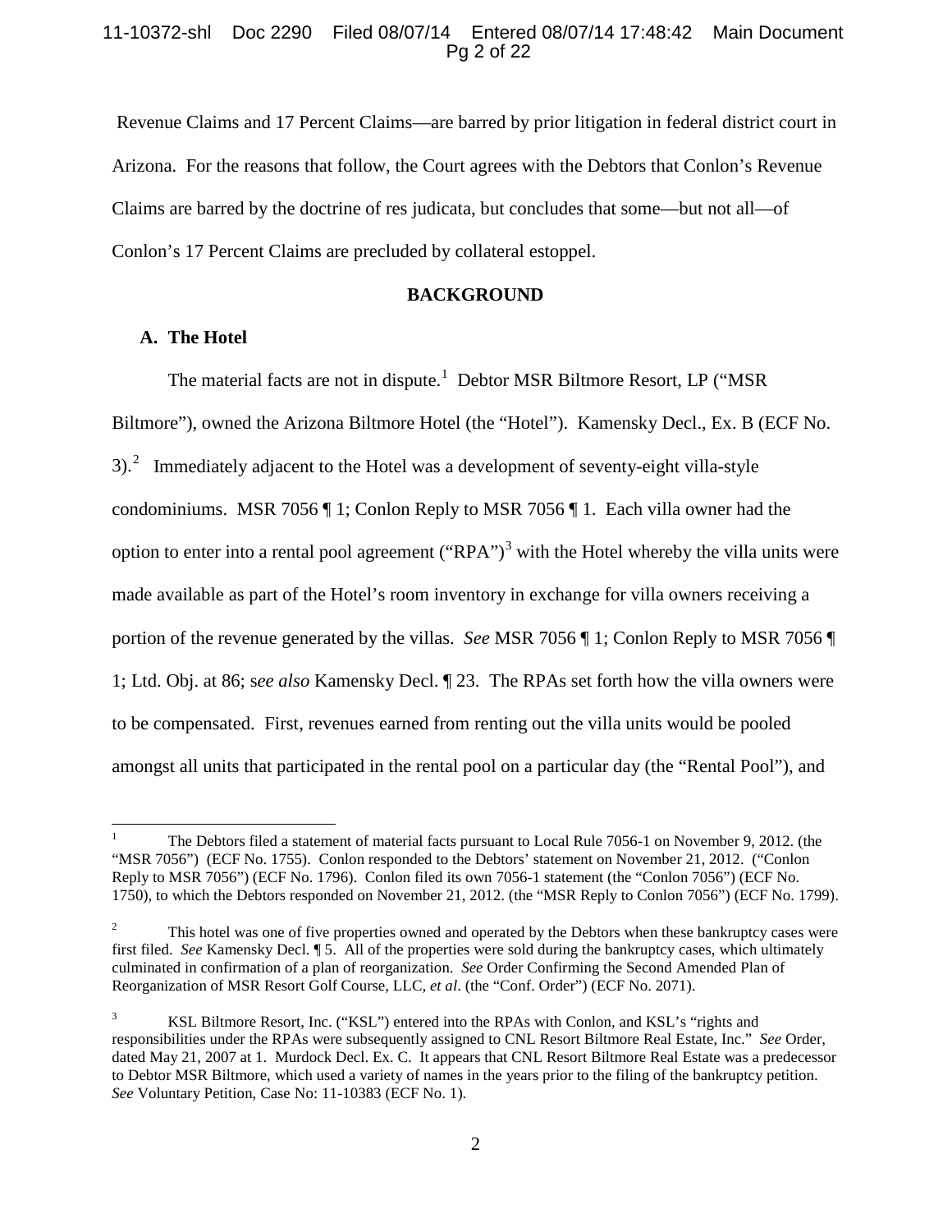Revenue Claims and 17 Percent Claims—are barred by prior litigation in federal district court in Arizona. For the reasons that follow, the Court agrees with the Debtors that Conlon's Revenue Claims are barred by the doctrine of res judicata, but concludes that some—but not all—of Conlon's 17 Percent Claims are precluded by collateral estoppel.

## BACKGROUND

### A. The Hotel

The material facts are not in dispute.[1] Debtor MSR Biltmore Resort, LP ("MSR Biltmore"), owned the Arizona Biltmore Hotel (the "Hotel"). Kamensky Decl., Ex. B (ECF No. 3).[2] Immediately adjacent to the Hotel was a development of seventy-eight villa-style condominiums. MSR 7056 ¶ 1; Conlon Reply to MSR 7056 ¶ 1. Each villa owner had the option to enter into a rental pool agreement ("RPA")[3] with the Hotel whereby the villa units were made available as part of the Hotel's room inventory in exchange for villa owners receiving a portion of the revenue generated by the villas. *See* MSR 7056 ¶ 1; Conlon Reply to MSR 7056 ¶ 1; Ltd. Obj. at 86; s*ee also* Kamensky Decl. ¶ 23. The RPAs set forth how the villa owners were to be compensated. First, revenues earned from renting out the villa units would be pooled amongst all units that participated in the rental pool on a particular day (the "Rental Pool"), and

---

[1] The Debtors filed a statement of material facts pursuant to Local Rule 7056-1 on November 9, 2012. (the "MSR 7056") (ECF No. 1755). Conlon responded to the Debtors' statement on November 21, 2012. ("Conlon Reply to MSR 7056") (ECF No. 1796). Conlon filed its own 7056-1 statement (the "Conlon 7056") (ECF No. 1750), to which the Debtors responded on November 21, 2012. (the "MSR Reply to Conlon 7056") (ECF No. 1799).

[2] This hotel was one of five properties owned and operated by the Debtors when these bankruptcy cases were first filed. *See* Kamensky Decl. ¶ 5. All of the properties were sold during the bankruptcy cases, which ultimately culminated in confirmation of a plan of reorganization. *See* Order Confirming the Second Amended Plan of Reorganization of MSR Resort Golf Course, LLC, *et al*. (the "Conf. Order") (ECF No. 2071).

[3] KSL Biltmore Resort, Inc. ("KSL") entered into the RPAs with Conlon, and KSL's "rights and responsibilities under the RPAs were subsequently assigned to CNL Resort Biltmore Real Estate, Inc." *See* Order, dated May 21, 2007 at 1. Murdock Decl. Ex. C. It appears that CNL Resort Biltmore Real Estate was a predecessor to Debtor MSR Biltmore, which used a variety of names in the years prior to the filing of the bankruptcy petition. *See* Voluntary Petition, Case No: 11-10383 (ECF No. 1).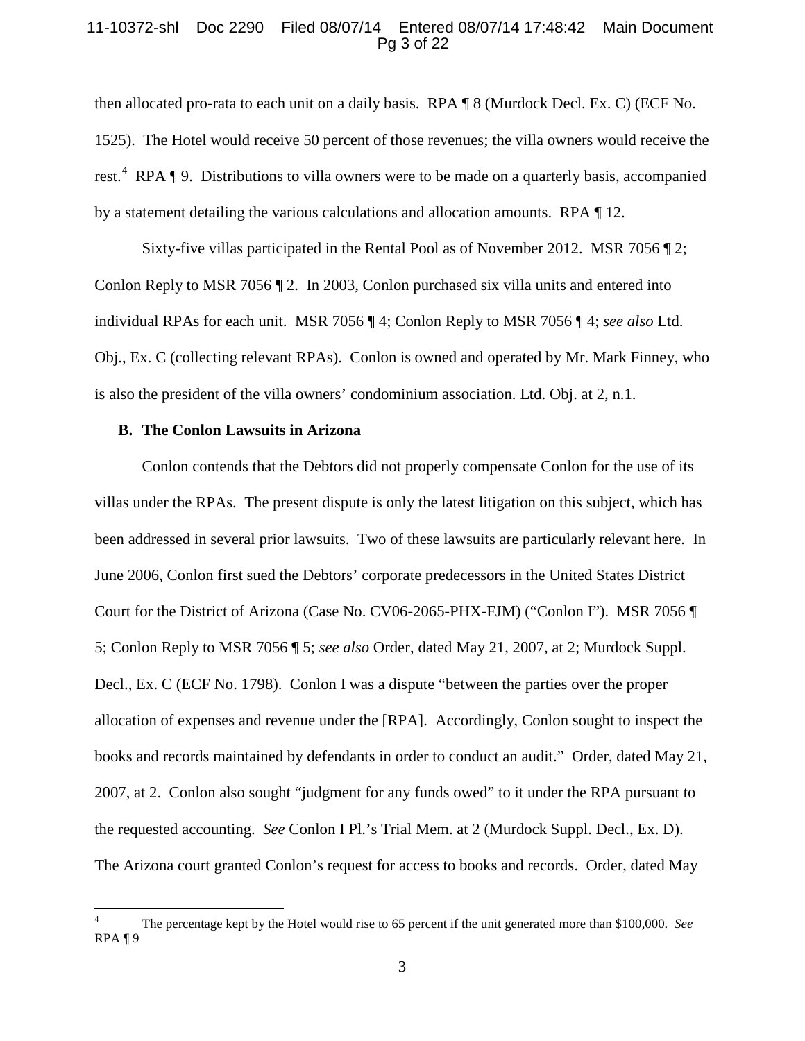then allocated pro-rata to each unit on a daily basis. RPA ¶ 8 (Murdock Decl. Ex. C) (ECF No. 1525). The Hotel would receive 50 percent of those revenues; the villa owners would receive the rest.[4] RPA ¶ 9. Distributions to villa owners were to be made on a quarterly basis, accompanied by a statement detailing the various calculations and allocation amounts. RPA ¶ 12.

Sixty-five villas participated in the Rental Pool as of November 2012. MSR 7056 ¶ 2; Conlon Reply to MSR 7056 ¶ 2. In 2003, Conlon purchased six villa units and entered into individual RPAs for each unit. MSR 7056 ¶ 4; Conlon Reply to MSR 7056 ¶ 4; *see also* Ltd. Obj., Ex. C (collecting relevant RPAs). Conlon is owned and operated by Mr. Mark Finney, who is also the president of the villa owners' condominium association. Ltd. Obj. at 2, n.1.

### B. The Conlon Lawsuits in Arizona

Conlon contends that the Debtors did not properly compensate Conlon for the use of its villas under the RPAs. The present dispute is only the latest litigation on this subject, which has been addressed in several prior lawsuits. Two of these lawsuits are particularly relevant here. In June 2006, Conlon first sued the Debtors' corporate predecessors in the United States District Court for the District of Arizona (Case No. CV06-2065-PHX-FJM) ("Conlon I"). MSR 7056 ¶ 5; Conlon Reply to MSR 7056 ¶ 5; *see also* Order, dated May 21, 2007, at 2; Murdock Suppl. Decl., Ex. C (ECF No. 1798). Conlon I was a dispute "between the parties over the proper allocation of expenses and revenue under the [RPA]. Accordingly, Conlon sought to inspect the books and records maintained by defendants in order to conduct an audit." Order, dated May 21, 2007, at 2. Conlon also sought "judgment for any funds owed" to it under the RPA pursuant to the requested accounting. *See* Conlon I Pl.'s Trial Mem. at 2 (Murdock Suppl. Decl., Ex. D). The Arizona court granted Conlon's request for access to books and records. Order, dated May

[4] The percentage kept by the Hotel would rise to 65 percent if the unit generated more than $100,000. *See* RPA ¶ 9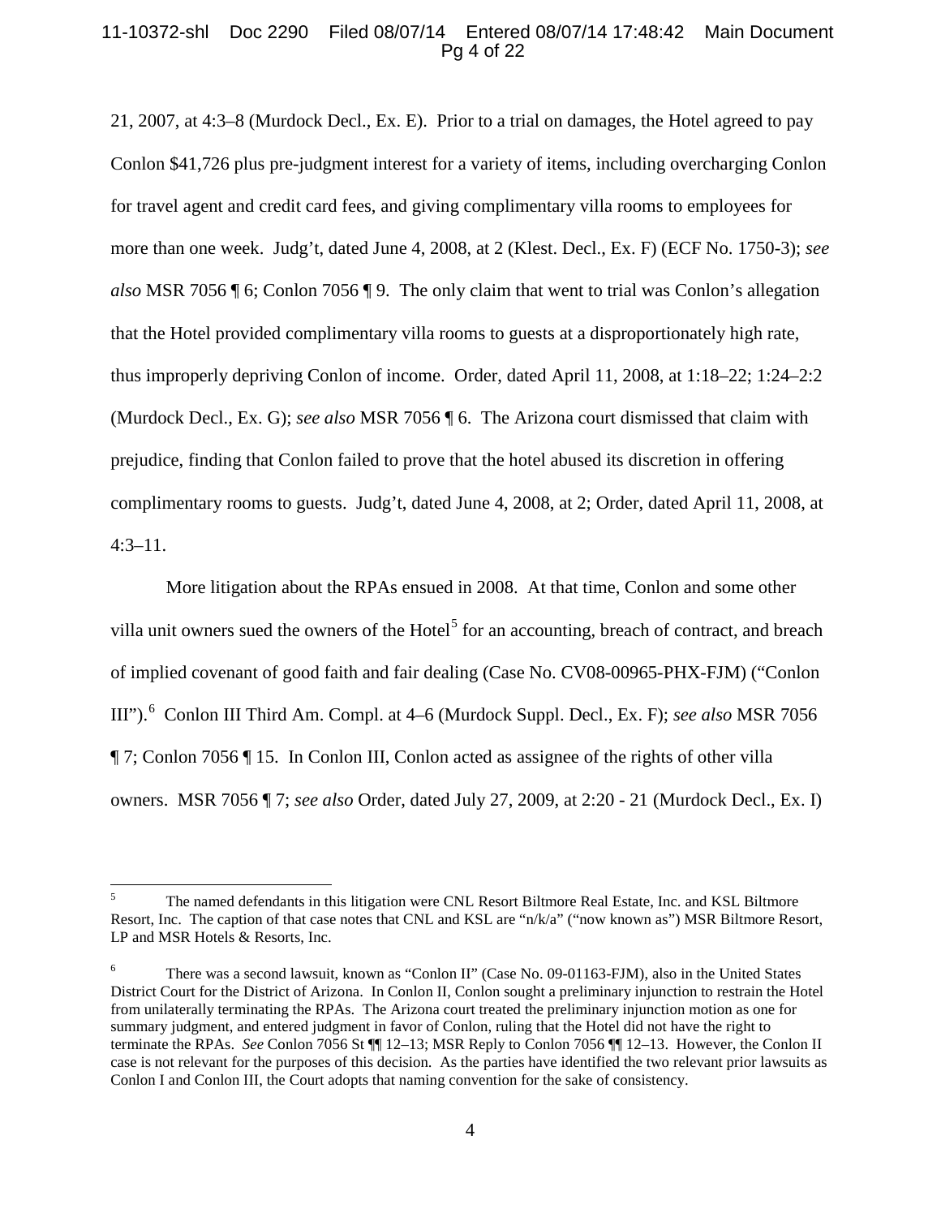21, 2007, at 4:3–8 (Murdock Decl., Ex. E). Prior to a trial on damages, the Hotel agreed to pay Conlon $41,726 plus pre-judgment interest for a variety of items, including overcharging Conlon for travel agent and credit card fees, and giving complimentary villa rooms to employees for more than one week. Judg't, dated June 4, 2008, at 2 (Klest. Decl., Ex. F) (ECF No. 1750-3); *see also* MSR 7056 ¶ 6; Conlon 7056 ¶ 9. The only claim that went to trial was Conlon's allegation that the Hotel provided complimentary villa rooms to guests at a disproportionately high rate, thus improperly depriving Conlon of income. Order, dated April 11, 2008, at 1:18–22; 1:24–2:2 (Murdock Decl., Ex. G); *see also* MSR 7056 ¶ 6. The Arizona court dismissed that claim with prejudice, finding that Conlon failed to prove that the hotel abused its discretion in offering complimentary rooms to guests. Judg't, dated June 4, 2008, at 2; Order, dated April 11, 2008, at 4:3–11.

More litigation about the RPAs ensued in 2008. At that time, Conlon and some other villa unit owners sued the owners of the Hotel[5] for an accounting, breach of contract, and breach of implied covenant of good faith and fair dealing (Case No. CV08-00965-PHX-FJM) ("Conlon III").[6] Conlon III Third Am. Compl. at 4–6 (Murdock Suppl. Decl., Ex. F); *see also* MSR 7056 ¶ 7; Conlon 7056 ¶ 15. In Conlon III, Conlon acted as assignee of the rights of other villa owners. MSR 7056 ¶ 7; *see also* Order, dated July 27, 2009, at 2:20 - 21 (Murdock Decl., Ex. I)

---

[5] The named defendants in this litigation were CNL Resort Biltmore Real Estate, Inc. and KSL Biltmore Resort, Inc. The caption of that case notes that CNL and KSL are "n/k/a" ("now known as") MSR Biltmore Resort, LP and MSR Hotels & Resorts, Inc.

[6] There was a second lawsuit, known as "Conlon II" (Case No. 09-01163-FJM), also in the United States District Court for the District of Arizona. In Conlon II, Conlon sought a preliminary injunction to restrain the Hotel from unilaterally terminating the RPAs. The Arizona court treated the preliminary injunction motion as one for summary judgment, and entered judgment in favor of Conlon, ruling that the Hotel did not have the right to terminate the RPAs. *See* Conlon 7056 St ¶¶ 12–13; MSR Reply to Conlon 7056 ¶¶ 12–13. However, the Conlon II case is not relevant for the purposes of this decision. As the parties have identified the two relevant prior lawsuits as Conlon I and Conlon III, the Court adopts that naming convention for the sake of consistency.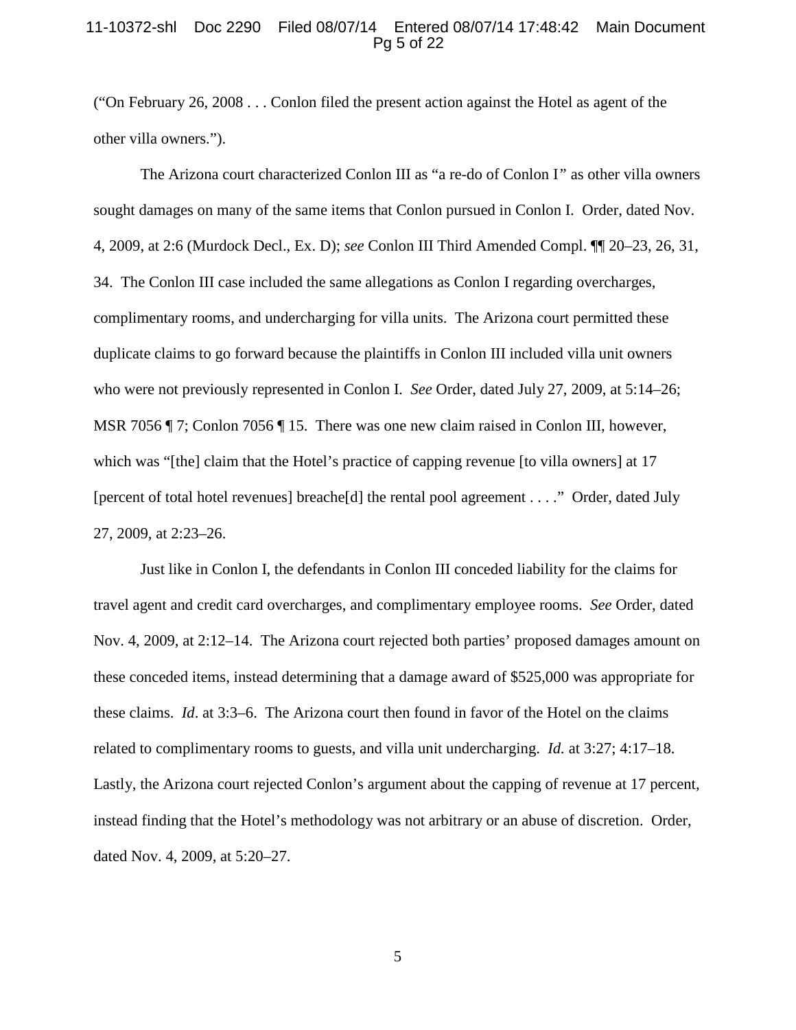("On February 26, 2008 . . . Conlon filed the present action against the Hotel as agent of the other villa owners.").

The Arizona court characterized Conlon III as "a re-do of Conlon I" as other villa owners sought damages on many of the same items that Conlon pursued in Conlon I. Order, dated Nov. 4, 2009, at 2:6 (Murdock Decl., Ex. D); *see* Conlon III Third Amended Compl. ¶¶ 20–23, 26, 31, 34. The Conlon III case included the same allegations as Conlon I regarding overcharges, complimentary rooms, and undercharging for villa units. The Arizona court permitted these duplicate claims to go forward because the plaintiffs in Conlon III included villa unit owners who were not previously represented in Conlon I. *See* Order, dated July 27, 2009, at 5:14–26; MSR 7056 ¶ 7; Conlon 7056 ¶ 15. There was one new claim raised in Conlon III, however, which was "[the] claim that the Hotel's practice of capping revenue [to villa owners] at 17 [percent of total hotel revenues] breache[d] the rental pool agreement . . . ." Order, dated July 27, 2009, at 2:23–26.

Just like in Conlon I, the defendants in Conlon III conceded liability for the claims for travel agent and credit card overcharges, and complimentary employee rooms. *See* Order, dated Nov. 4, 2009, at 2:12–14. The Arizona court rejected both parties' proposed damages amount on these conceded items, instead determining that a damage award of $525,000 was appropriate for these claims. *Id*. at 3:3–6. The Arizona court then found in favor of the Hotel on the claims related to complimentary rooms to guests, and villa unit undercharging. *Id.* at 3:27; 4:17–18. Lastly, the Arizona court rejected Conlon's argument about the capping of revenue at 17 percent, instead finding that the Hotel's methodology was not arbitrary or an abuse of discretion. Order, dated Nov. 4, 2009, at 5:20–27.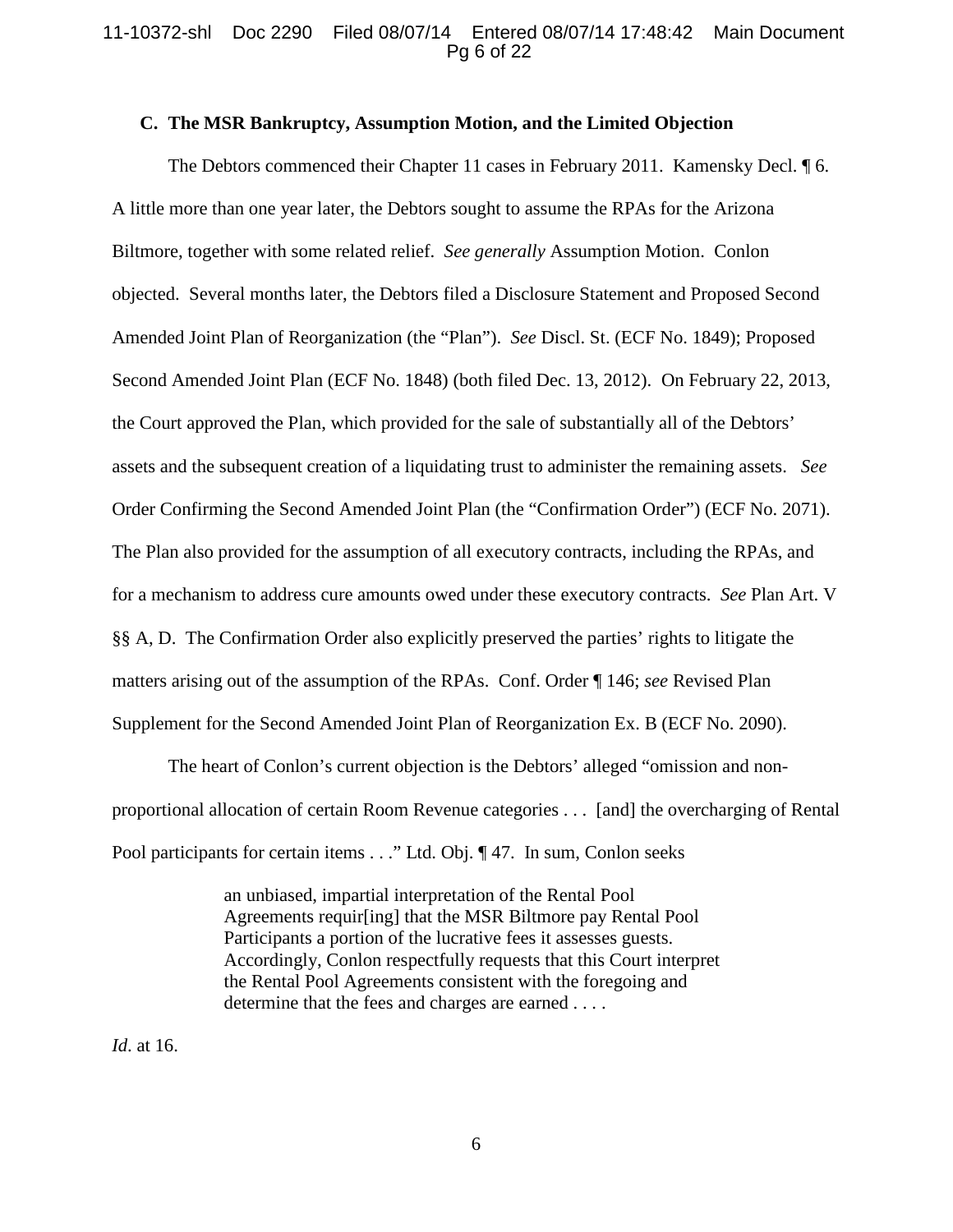### C. The MSR Bankruptcy, Assumption Motion, and the Limited Objection

The Debtors commenced their Chapter 11 cases in February 2011. Kamensky Decl. ¶ 6. A little more than one year later, the Debtors sought to assume the RPAs for the Arizona Biltmore, together with some related relief. *See generally* Assumption Motion. Conlon objected. Several months later, the Debtors filed a Disclosure Statement and Proposed Second Amended Joint Plan of Reorganization (the "Plan"). *See* Discl. St. (ECF No. 1849); Proposed Second Amended Joint Plan (ECF No. 1848) (both filed Dec. 13, 2012). On February 22, 2013, the Court approved the Plan, which provided for the sale of substantially all of the Debtors' assets and the subsequent creation of a liquidating trust to administer the remaining assets. *See* Order Confirming the Second Amended Joint Plan (the "Confirmation Order") (ECF No. 2071). The Plan also provided for the assumption of all executory contracts, including the RPAs, and for a mechanism to address cure amounts owed under these executory contracts. *See* Plan Art. V §§ A, D. The Confirmation Order also explicitly preserved the parties' rights to litigate the matters arising out of the assumption of the RPAs. Conf. Order ¶ 146; *see* Revised Plan Supplement for the Second Amended Joint Plan of Reorganization Ex. B (ECF No. 2090).

The heart of Conlon's current objection is the Debtors' alleged "omission and non-proportional allocation of certain Room Revenue categories . . . [and] the overcharging of Rental Pool participants for certain items . . ." Ltd. Obj. ¶ 47. In sum, Conlon seeks

> an unbiased, impartial interpretation of the Rental Pool Agreements requir[ing] that the MSR Biltmore pay Rental Pool Participants a portion of the lucrative fees it assesses guests. Accordingly, Conlon respectfully requests that this Court interpret the Rental Pool Agreements consistent with the foregoing and determine that the fees and charges are earned . . . .

*Id.* at 16.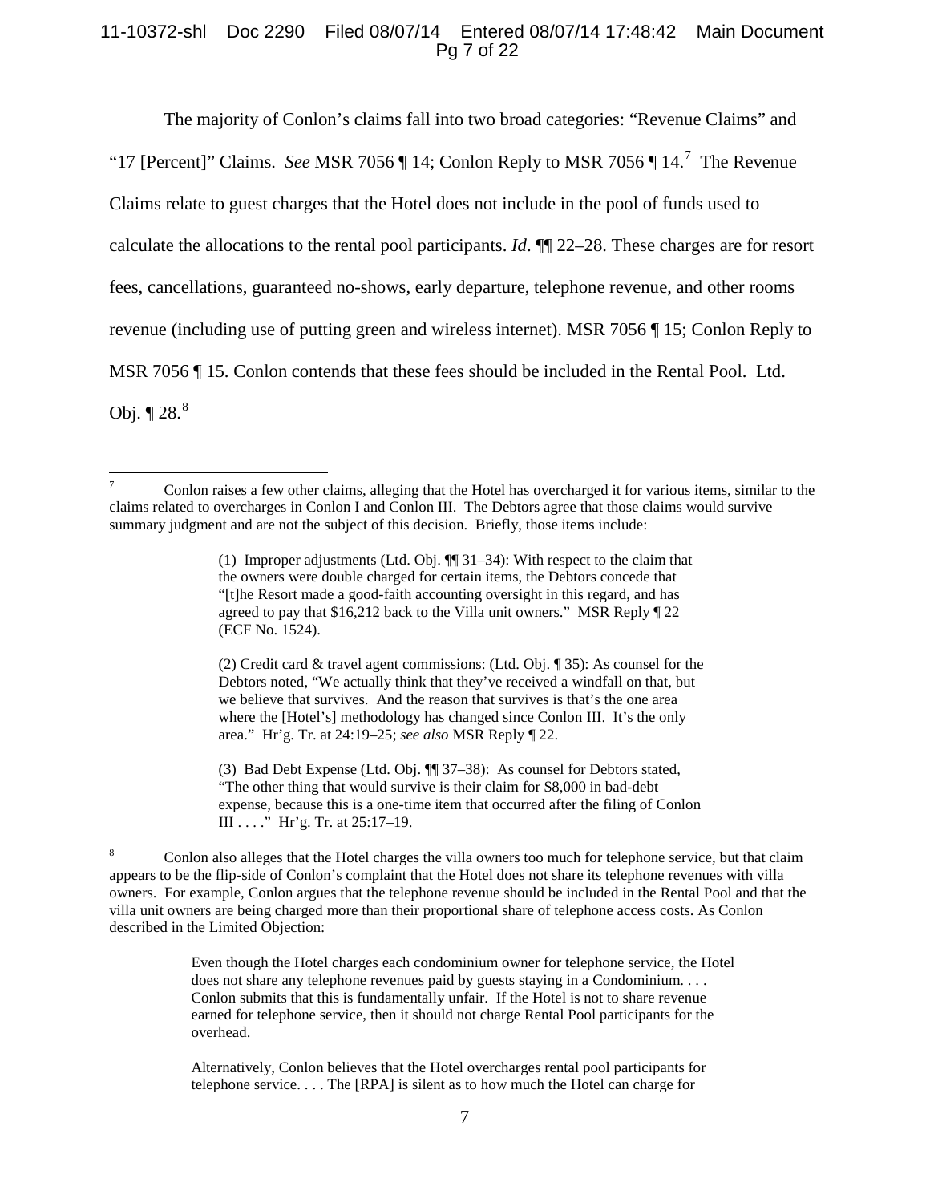The majority of Conlon's claims fall into two broad categories: "Revenue Claims" and "17 [Percent]" Claims. *See* MSR 7056 ¶ 14; Conlon Reply to MSR 7056 ¶ 14.[7] The Revenue Claims relate to guest charges that the Hotel does not include in the pool of funds used to calculate the allocations to the rental pool participants. *Id*. ¶¶ 22–28. These charges are for resort fees, cancellations, guaranteed no-shows, early departure, telephone revenue, and other rooms revenue (including use of putting green and wireless internet). MSR 7056 ¶ 15; Conlon Reply to MSR 7056 ¶ 15. Conlon contends that these fees should be included in the Rental Pool. Ltd. Obj. ¶ 28.[8]

---

[7] Conlon raises a few other claims, alleging that the Hotel has overcharged it for various items, similar to the claims related to overcharges in Conlon I and Conlon III. The Debtors agree that those claims would survive summary judgment and are not the subject of this decision. Briefly, those items include:

> (1) Improper adjustments (Ltd. Obj. ¶¶ 31–34): With respect to the claim that the owners were double charged for certain items, the Debtors concede that "[t]he Resort made a good-faith accounting oversight in this regard, and has agreed to pay that $16,212 back to the Villa unit owners." MSR Reply ¶ 22 (ECF No. 1524).
>
> (2) Credit card & travel agent commissions: (Ltd. Obj. ¶ 35): As counsel for the Debtors noted, "We actually think that they've received a windfall on that, but we believe that survives. And the reason that survives is that's the one area where the [Hotel's] methodology has changed since Conlon III. It's the only area." Hr'g. Tr. at 24:19–25; *see also* MSR Reply ¶ 22.
>
> (3) Bad Debt Expense (Ltd. Obj. ¶¶ 37–38): As counsel for Debtors stated, "The other thing that would survive is their claim for $8,000 in bad-debt expense, because this is a one-time item that occurred after the filing of Conlon III . . . ." Hr'g. Tr. at 25:17–19.

[8] Conlon also alleges that the Hotel charges the villa owners too much for telephone service, but that claim appears to be the flip-side of Conlon's complaint that the Hotel does not share its telephone revenues with villa owners. For example, Conlon argues that the telephone revenue should be included in the Rental Pool and that the villa unit owners are being charged more than their proportional share of telephone access costs. As Conlon described in the Limited Objection:

> Even though the Hotel charges each condominium owner for telephone service, the Hotel does not share any telephone revenues paid by guests staying in a Condominium. . . . Conlon submits that this is fundamentally unfair. If the Hotel is not to share revenue earned for telephone service, then it should not charge Rental Pool participants for the overhead.
>
> Alternatively, Conlon believes that the Hotel overcharges rental pool participants for telephone service. . . . The [RPA] is silent as to how much the Hotel can charge for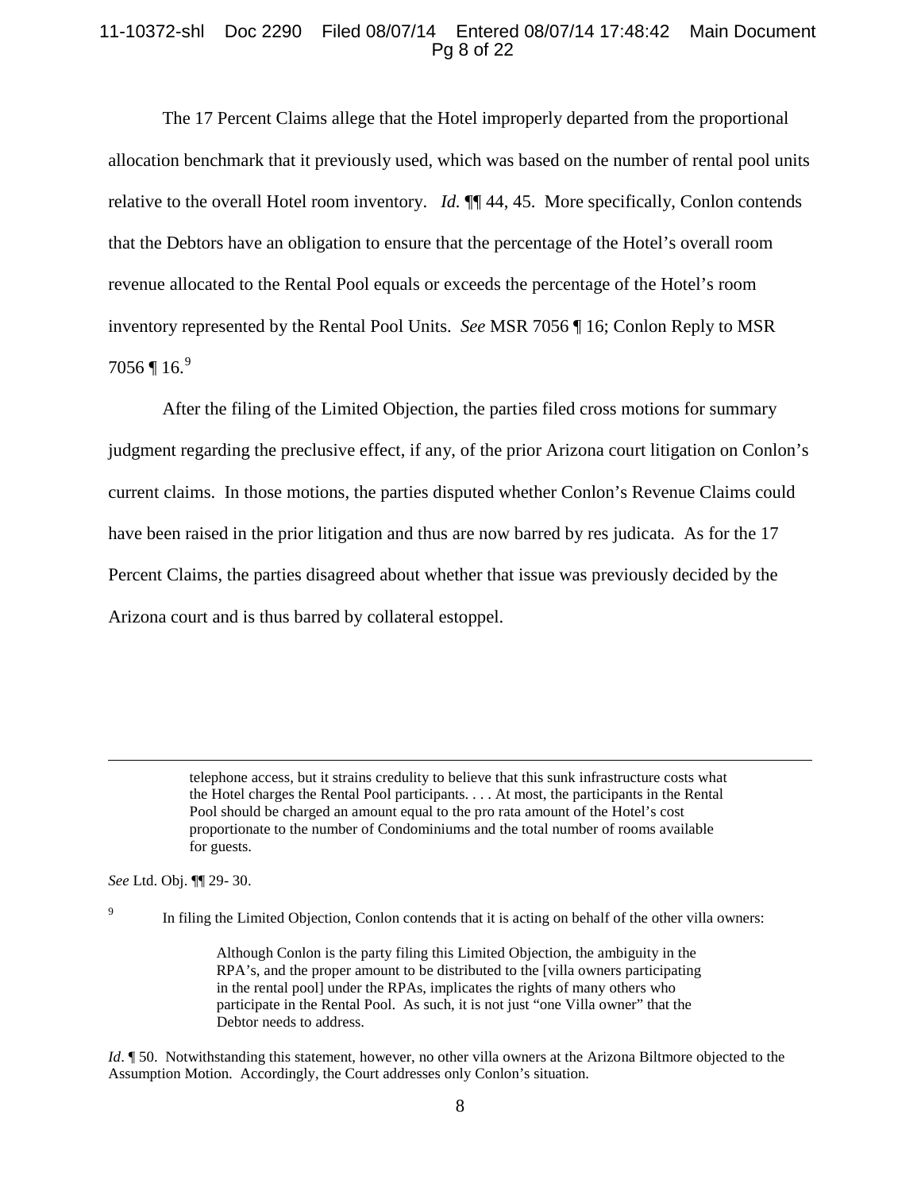The 17 Percent Claims allege that the Hotel improperly departed from the proportional allocation benchmark that it previously used, which was based on the number of rental pool units relative to the overall Hotel room inventory. *Id.* ¶¶ 44, 45. More specifically, Conlon contends that the Debtors have an obligation to ensure that the percentage of the Hotel's overall room revenue allocated to the Rental Pool equals or exceeds the percentage of the Hotel's room inventory represented by the Rental Pool Units. *See* MSR 7056 ¶ 16; Conlon Reply to MSR 7056 ¶ 16.[9]

After the filing of the Limited Objection, the parties filed cross motions for summary judgment regarding the preclusive effect, if any, of the prior Arizona court litigation on Conlon's current claims. In those motions, the parties disputed whether Conlon's Revenue Claims could have been raised in the prior litigation and thus are now barred by res judicata. As for the 17 Percent Claims, the parties disagreed about whether that issue was previously decided by the Arizona court and is thus barred by collateral estoppel.

---

> telephone access, but it strains credulity to believe that this sunk infrastructure costs what the Hotel charges the Rental Pool participants. . . . At most, the participants in the Rental Pool should be charged an amount equal to the pro rata amount of the Hotel's cost proportionate to the number of Condominiums and the total number of rooms available for guests.

*See* Ltd. Obj. ¶¶ 29- 30.

[9] In filing the Limited Objection, Conlon contends that it is acting on behalf of the other villa owners:

> Although Conlon is the party filing this Limited Objection, the ambiguity in the RPA's, and the proper amount to be distributed to the [villa owners participating in the rental pool] under the RPAs, implicates the rights of many others who participate in the Rental Pool. As such, it is not just "one Villa owner" that the Debtor needs to address.

*Id*. ¶ 50. Notwithstanding this statement, however, no other villa owners at the Arizona Biltmore objected to the Assumption Motion. Accordingly, the Court addresses only Conlon's situation.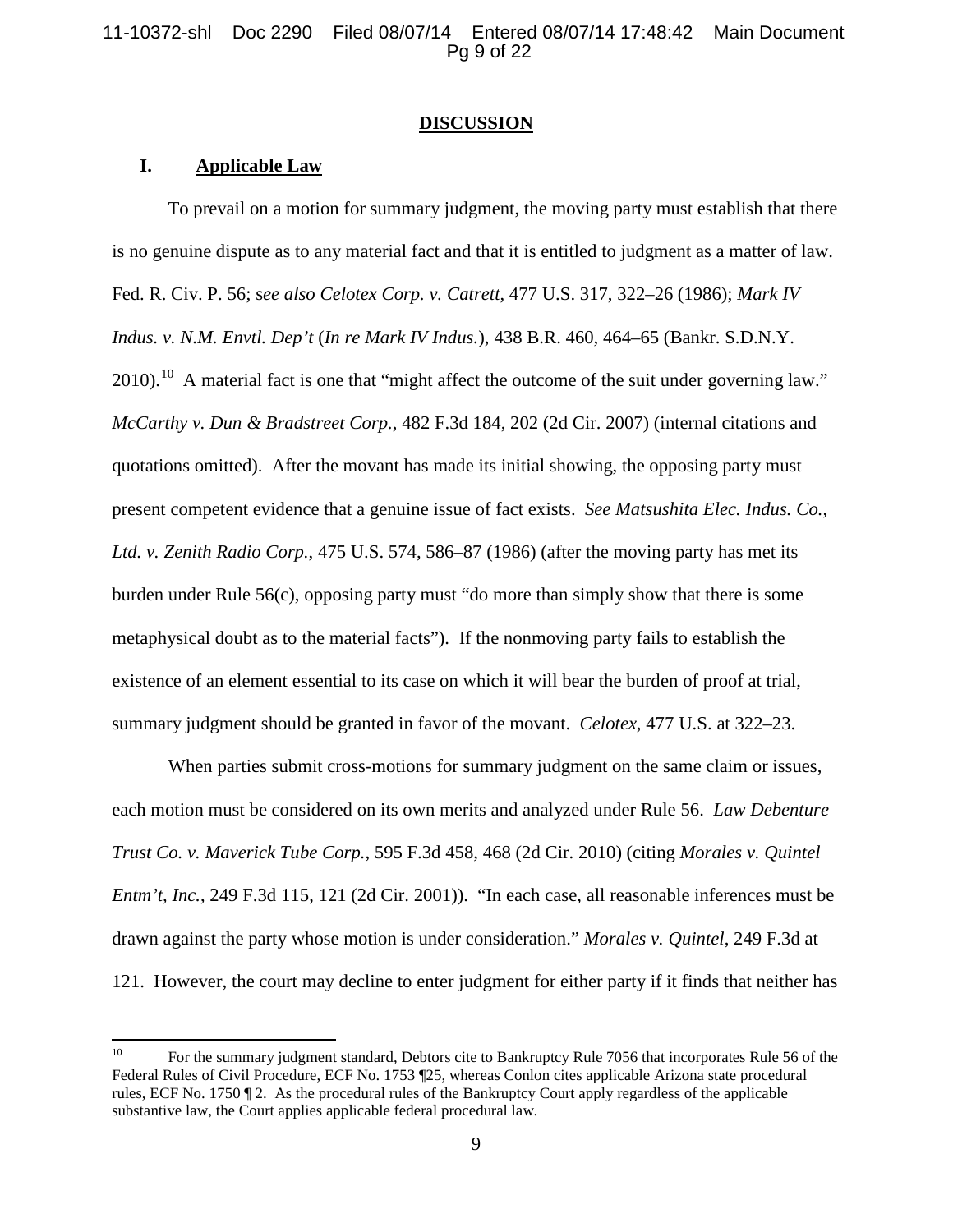## DISCUSSION

### I. Applicable Law

To prevail on a motion for summary judgment, the moving party must establish that there is no genuine dispute as to any material fact and that it is entitled to judgment as a matter of law. Fed. R. Civ. P. 56; s*ee also Celotex Corp. v. Catrett*, 477 U.S. 317, 322–26 (1986); *Mark IV Indus. v. N.M. Envtl. Dep't* (*In re Mark IV Indus.*), 438 B.R. 460, 464–65 (Bankr. S.D.N.Y. 2010).[10] A material fact is one that "might affect the outcome of the suit under governing law." *McCarthy v. Dun & Bradstreet Corp.*, 482 F.3d 184, 202 (2d Cir. 2007) (internal citations and quotations omitted). After the movant has made its initial showing, the opposing party must present competent evidence that a genuine issue of fact exists. *See Matsushita Elec. Indus. Co., Ltd. v. Zenith Radio Corp.*, 475 U.S. 574, 586–87 (1986) (after the moving party has met its burden under Rule 56(c), opposing party must "do more than simply show that there is some metaphysical doubt as to the material facts"). If the nonmoving party fails to establish the existence of an element essential to its case on which it will bear the burden of proof at trial, summary judgment should be granted in favor of the movant. *Celotex*, 477 U.S. at 322–23.

When parties submit cross-motions for summary judgment on the same claim or issues, each motion must be considered on its own merits and analyzed under Rule 56. *Law Debenture Trust Co. v. Maverick Tube Corp.*, 595 F.3d 458, 468 (2d Cir. 2010) (citing *Morales v. Quintel Entm't, Inc.*, 249 F.3d 115, 121 (2d Cir. 2001)). "In each case, all reasonable inferences must be drawn against the party whose motion is under consideration." *Morales v. Quintel*, 249 F.3d at 121. However, the court may decline to enter judgment for either party if it finds that neither has

---

[10] For the summary judgment standard, Debtors cite to Bankruptcy Rule 7056 that incorporates Rule 56 of the Federal Rules of Civil Procedure, ECF No. 1753 ¶25, whereas Conlon cites applicable Arizona state procedural rules, ECF No. 1750 ¶ 2. As the procedural rules of the Bankruptcy Court apply regardless of the applicable substantive law, the Court applies applicable federal procedural law.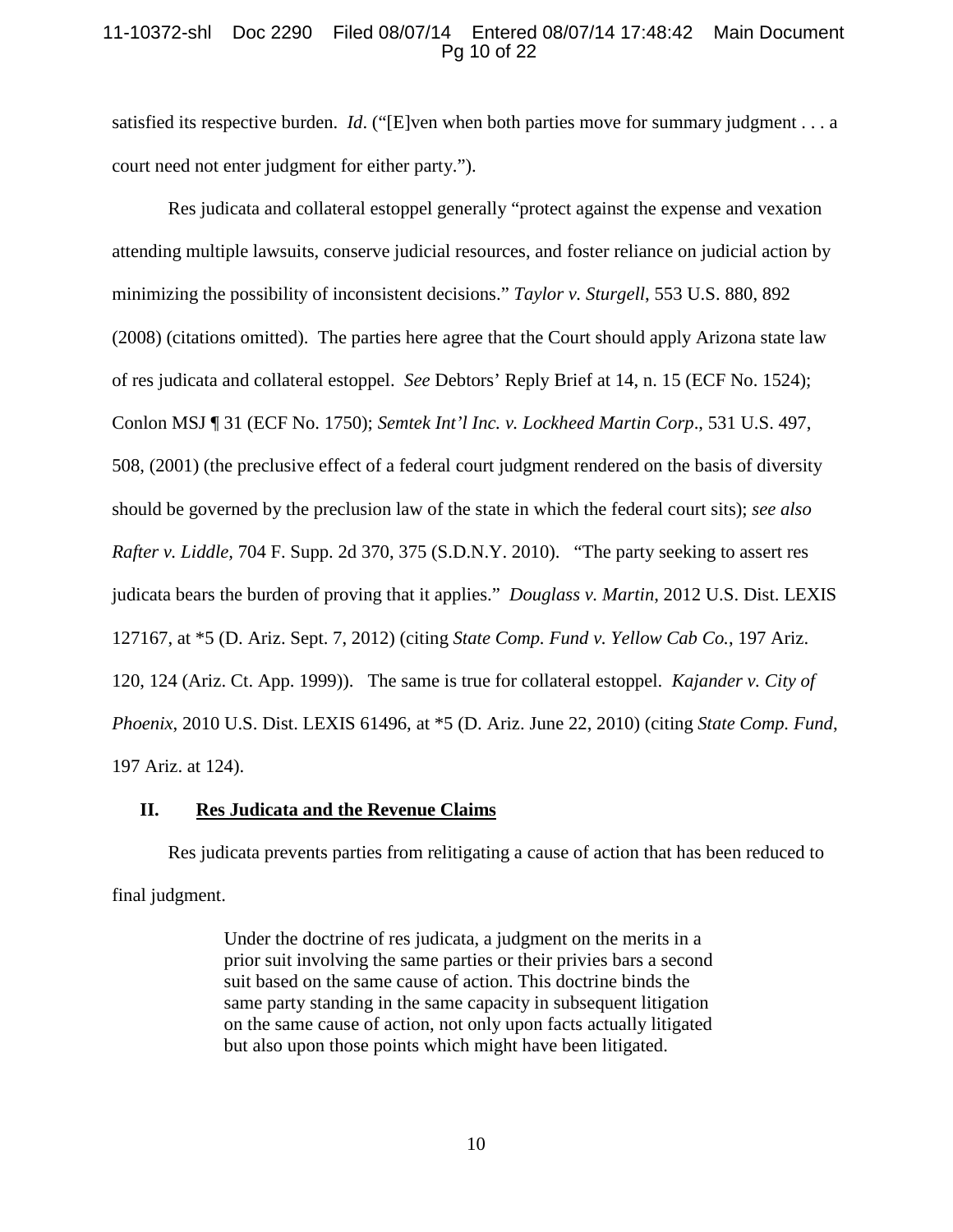satisfied its respective burden. *Id*. ("[E]ven when both parties move for summary judgment . . . a court need not enter judgment for either party.").

Res judicata and collateral estoppel generally "protect against the expense and vexation attending multiple lawsuits, conserve judicial resources, and foster reliance on judicial action by minimizing the possibility of inconsistent decisions." *Taylor v. Sturgell*, 553 U.S. 880, 892 (2008) (citations omitted). The parties here agree that the Court should apply Arizona state law of res judicata and collateral estoppel. *See* Debtors' Reply Brief at 14, n. 15 (ECF No. 1524); Conlon MSJ ¶ 31 (ECF No. 1750); *Semtek Int'l Inc. v. Lockheed Martin Corp*., 531 U.S. 497, 508, (2001) (the preclusive effect of a federal court judgment rendered on the basis of diversity should be governed by the preclusion law of the state in which the federal court sits); *see also Rafter v. Liddle,* 704 F. Supp. 2d 370, 375 (S.D.N.Y. 2010). "The party seeking to assert res judicata bears the burden of proving that it applies." *Douglass v. Martin*, 2012 U.S. Dist. LEXIS 127167, at *5 (D. Ariz. Sept. 7, 2012) (citing *State Comp. Fund v. Yellow Cab Co.*, 197 Ariz. 120, 124 (Ariz. Ct. App. 1999)). The same is true for collateral estoppel. *Kajander v. City of Phoenix*, 2010 U.S. Dist. LEXIS 61496, at *5 (D. Ariz. June 22, 2010) (citing *State Comp. Fund*, 197 Ariz. at 124).

## II. Res Judicata and the Revenue Claims

Res judicata prevents parties from relitigating a cause of action that has been reduced to final judgment.

> Under the doctrine of res judicata, a judgment on the merits in a prior suit involving the same parties or their privies bars a second suit based on the same cause of action. This doctrine binds the same party standing in the same capacity in subsequent litigation on the same cause of action, not only upon facts actually litigated but also upon those points which might have been litigated.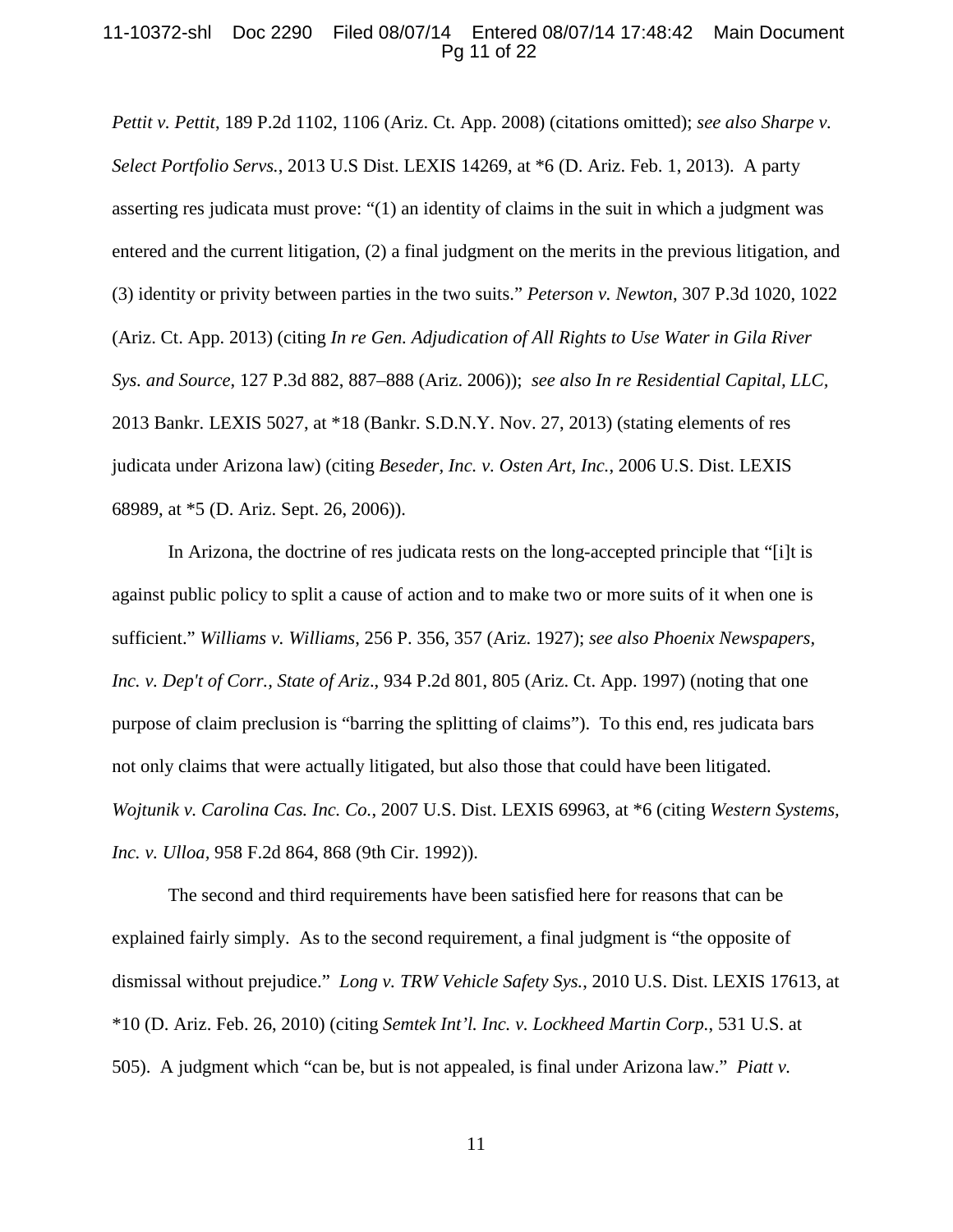*Pettit v. Pettit*, 189 P.2d 1102, 1106 (Ariz. Ct. App. 2008) (citations omitted); *see also Sharpe v. Select Portfolio Servs.*, 2013 U.S Dist. LEXIS 14269, at *6 (D. Ariz. Feb. 1, 2013). A party asserting res judicata must prove: "(1) an identity of claims in the suit in which a judgment was entered and the current litigation, (2) a final judgment on the merits in the previous litigation, and (3) identity or privity between parties in the two suits." *Peterson v. Newton*, 307 P.3d 1020, 1022 (Ariz. Ct. App. 2013) (citing *In re Gen. Adjudication of All Rights to Use Water in Gila River Sys. and Source*, 127 P.3d 882, 887–888 (Ariz. 2006)); *see also In re Residential Capital, LLC*, 2013 Bankr. LEXIS 5027, at *18 (Bankr. S.D.N.Y. Nov. 27, 2013) (stating elements of res judicata under Arizona law) (citing *Beseder, Inc. v. Osten Art, Inc.*, 2006 U.S. Dist. LEXIS 68989, at *5 (D. Ariz. Sept. 26, 2006)).

In Arizona, the doctrine of res judicata rests on the long-accepted principle that "[i]t is against public policy to split a cause of action and to make two or more suits of it when one is sufficient." *Williams v. Williams*, 256 P. 356, 357 (Ariz. 1927); *see also Phoenix Newspapers, Inc. v. Dep't of Corr., State of Ariz*., 934 P.2d 801, 805 (Ariz. Ct. App. 1997) (noting that one purpose of claim preclusion is "barring the splitting of claims"). To this end, res judicata bars not only claims that were actually litigated, but also those that could have been litigated. *Wojtunik v. Carolina Cas. Inc. Co.*, 2007 U.S. Dist. LEXIS 69963, at *6 (citing *Western Systems, Inc. v. Ulloa*, 958 F.2d 864, 868 (9th Cir. 1992)).

The second and third requirements have been satisfied here for reasons that can be explained fairly simply. As to the second requirement, a final judgment is "the opposite of dismissal without prejudice." *Long v. TRW Vehicle Safety Sys.*, 2010 U.S. Dist. LEXIS 17613, at *10 (D. Ariz. Feb. 26, 2010) (citing *Semtek Int'l. Inc. v. Lockheed Martin Corp.*, 531 U.S. at 505). A judgment which "can be, but is not appealed, is final under Arizona law." *Piatt v.*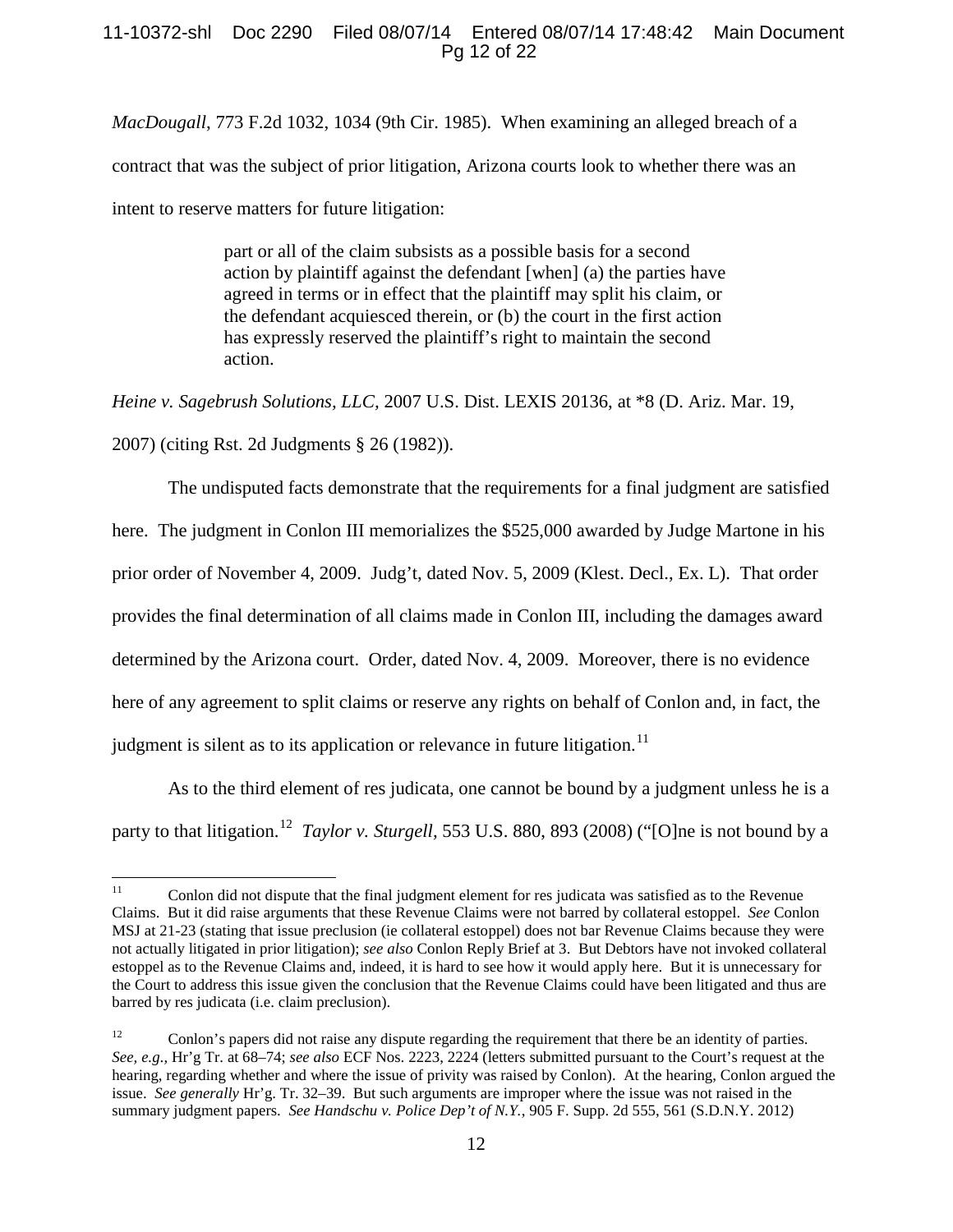*MacDougall*, 773 F.2d 1032, 1034 (9th Cir. 1985). When examining an alleged breach of a contract that was the subject of prior litigation, Arizona courts look to whether there was an intent to reserve matters for future litigation:

> part or all of the claim subsists as a possible basis for a second action by plaintiff against the defendant [when] (a) the parties have agreed in terms or in effect that the plaintiff may split his claim, or the defendant acquiesced therein, or (b) the court in the first action has expressly reserved the plaintiff's right to maintain the second action.

*Heine v. Sagebrush Solutions, LLC,* 2007 U.S. Dist. LEXIS 20136, at *8 (D. Ariz. Mar. 19, 2007) (citing Rst. 2d Judgments § 26 (1982)).

The undisputed facts demonstrate that the requirements for a final judgment are satisfied here. The judgment in Conlon III memorializes the $525,000 awarded by Judge Martone in his prior order of November 4, 2009. Judg't, dated Nov. 5, 2009 (Klest. Decl., Ex. L). That order provides the final determination of all claims made in Conlon III, including the damages award determined by the Arizona court. Order, dated Nov. 4, 2009. Moreover, there is no evidence here of any agreement to split claims or reserve any rights on behalf of Conlon and, in fact, the judgment is silent as to its application or relevance in future litigation.[11]

As to the third element of res judicata, one cannot be bound by a judgment unless he is a party to that litigation.[12] *Taylor v. Sturgell*, 553 U.S. 880, 893 (2008) ("[O]ne is not bound by a

---

[11] Conlon did not dispute that the final judgment element for res judicata was satisfied as to the Revenue Claims. But it did raise arguments that these Revenue Claims were not barred by collateral estoppel. *See* Conlon MSJ at 21-23 (stating that issue preclusion (ie collateral estoppel) does not bar Revenue Claims because they were not actually litigated in prior litigation); *see also* Conlon Reply Brief at 3. But Debtors have not invoked collateral estoppel as to the Revenue Claims and, indeed, it is hard to see how it would apply here. But it is unnecessary for the Court to address this issue given the conclusion that the Revenue Claims could have been litigated and thus are barred by res judicata (i.e. claim preclusion).

[12] Conlon's papers did not raise any dispute regarding the requirement that there be an identity of parties. *See, e.g.,* Hr'g Tr. at 68–74; *see also* ECF Nos. 2223, 2224 (letters submitted pursuant to the Court's request at the hearing, regarding whether and where the issue of privity was raised by Conlon). At the hearing, Conlon argued the issue. *See generally* Hr'g. Tr. 32–39. But such arguments are improper where the issue was not raised in the summary judgment papers. *See Handschu v. Police Dep't of N.Y.,* 905 F. Supp. 2d 555, 561 (S.D.N.Y. 2012)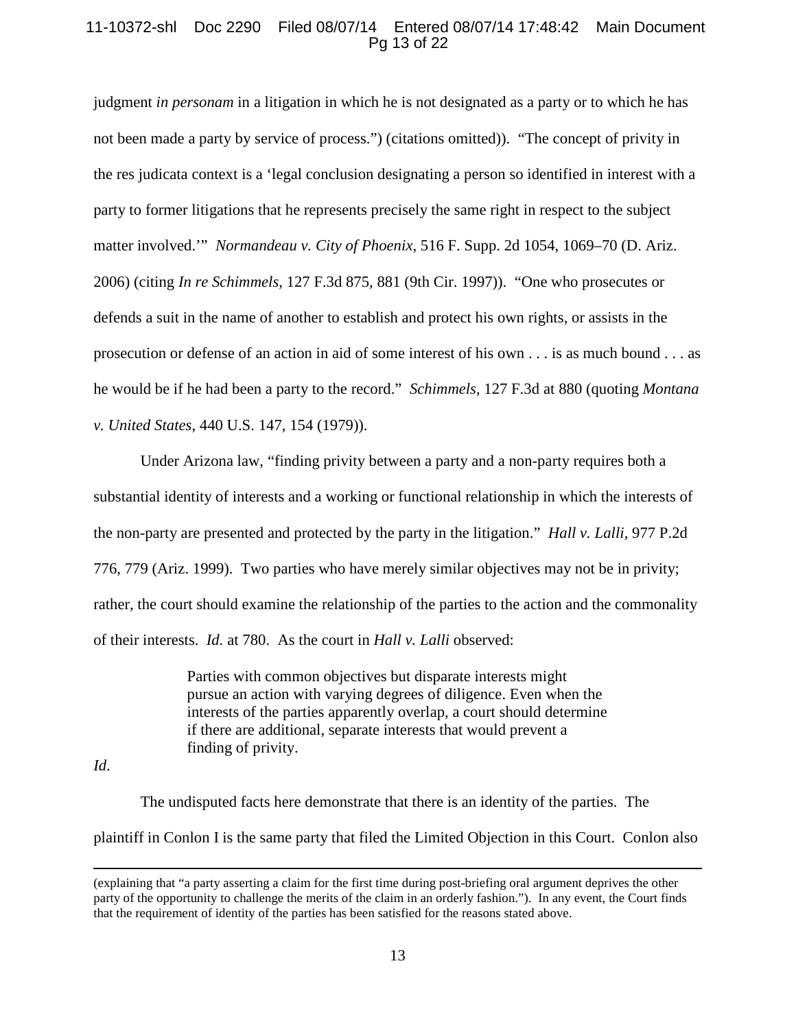judgment *in personam* in a litigation in which he is not designated as a party or to which he has not been made a party by service of process.") (citations omitted)). "The concept of privity in the res judicata context is a 'legal conclusion designating a person so identified in interest with a party to former litigations that he represents precisely the same right in respect to the subject matter involved.'" *Normandeau v. City of Phoenix*, 516 F. Supp. 2d 1054, 1069–70 (D. Ariz. 2006) (citing *In re Schimmels*, 127 F.3d 875, 881 (9th Cir. 1997)). "One who prosecutes or defends a suit in the name of another to establish and protect his own rights, or assists in the prosecution or defense of an action in aid of some interest of his own . . . is as much bound . . . as he would be if he had been a party to the record." *Schimmels*, 127 F.3d at 880 (quoting *Montana v. United States*, 440 U.S. 147, 154 (1979)).

Under Arizona law, "finding privity between a party and a non-party requires both a substantial identity of interests and a working or functional relationship in which the interests of the non-party are presented and protected by the party in the litigation." *Hall v. Lalli*, 977 P.2d 776, 779 (Ariz. 1999). Two parties who have merely similar objectives may not be in privity; rather, the court should examine the relationship of the parties to the action and the commonality of their interests. *Id.* at 780. As the court in *Hall v. Lalli* observed:

> Parties with common objectives but disparate interests might pursue an action with varying degrees of diligence. Even when the interests of the parties apparently overlap, a court should determine if there are additional, separate interests that would prevent a finding of privity.

*Id*.

The undisputed facts here demonstrate that there is an identity of the parties. The plaintiff in Conlon I is the same party that filed the Limited Objection in this Court. Conlon also

---

(explaining that "a party asserting a claim for the first time during post-briefing oral argument deprives the other party of the opportunity to challenge the merits of the claim in an orderly fashion."). In any event, the Court finds that the requirement of identity of the parties has been satisfied for the reasons stated above.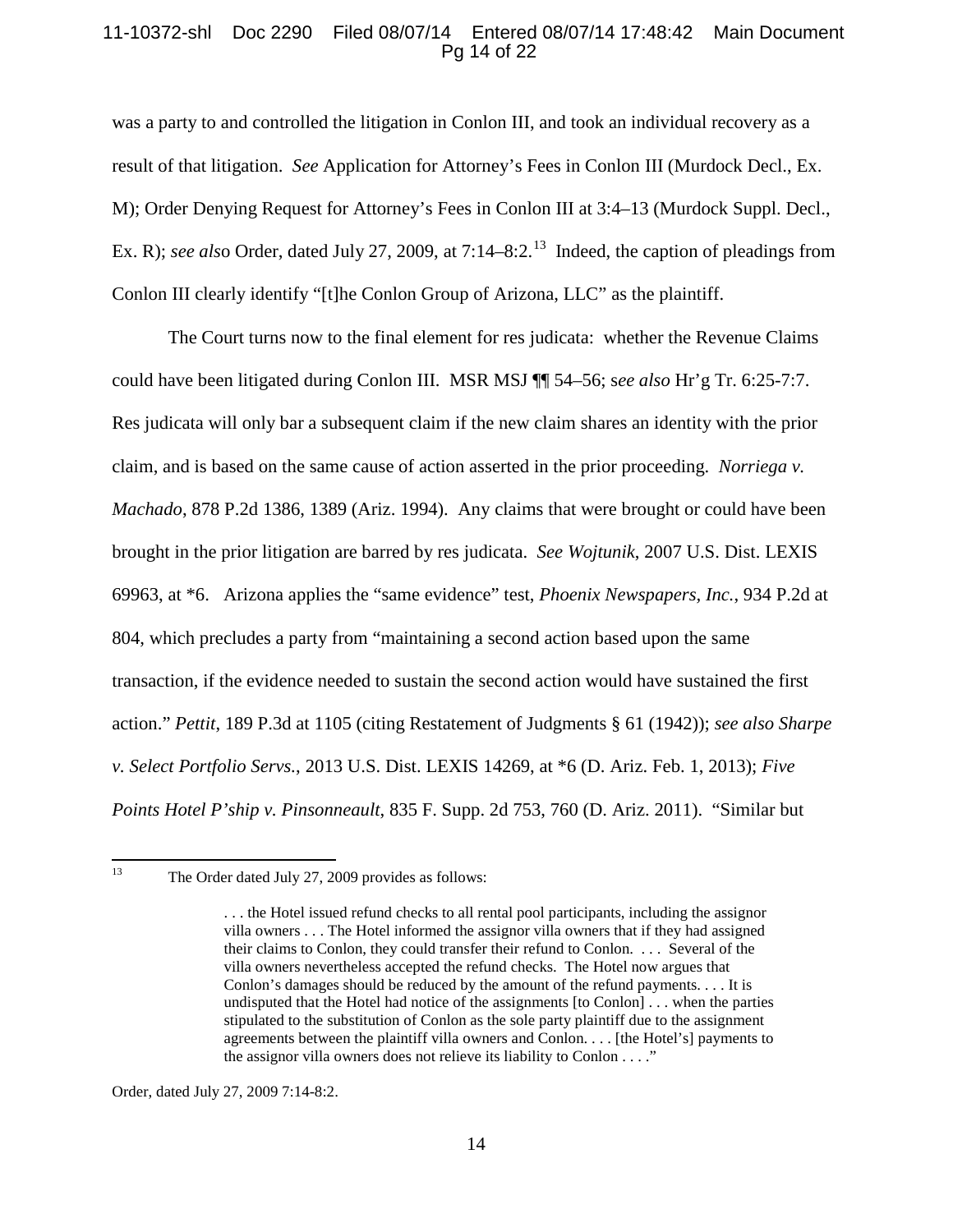was a party to and controlled the litigation in Conlon III, and took an individual recovery as a result of that litigation. *See* Application for Attorney's Fees in Conlon III (Murdock Decl., Ex. M); Order Denying Request for Attorney's Fees in Conlon III at 3:4–13 (Murdock Suppl. Decl., Ex. R); *see also* Order, dated July 27, 2009, at 7:14–8:2.[13] Indeed, the caption of pleadings from Conlon III clearly identify "[t]he Conlon Group of Arizona, LLC" as the plaintiff.

The Court turns now to the final element for res judicata: whether the Revenue Claims could have been litigated during Conlon III. MSR MSJ ¶¶ 54–56; s*ee also* Hr'g Tr. 6:25-7:7. Res judicata will only bar a subsequent claim if the new claim shares an identity with the prior claim, and is based on the same cause of action asserted in the prior proceeding. *Norriega v. Machado*, 878 P.2d 1386, 1389 (Ariz. 1994). Any claims that were brought or could have been brought in the prior litigation are barred by res judicata. *See Wojtunik*, 2007 U.S. Dist. LEXIS 69963, at *6. Arizona applies the "same evidence" test, *Phoenix Newspapers, Inc.*, 934 P.2d at 804, which precludes a party from "maintaining a second action based upon the same transaction, if the evidence needed to sustain the second action would have sustained the first action." *Pettit*, 189 P.3d at 1105 (citing Restatement of Judgments § 61 (1942)); *see also Sharpe v. Select Portfolio Servs.*, 2013 U.S. Dist. LEXIS 14269, at *6 (D. Ariz. Feb. 1, 2013); *Five Points Hotel P'ship v. Pinsonneault*, 835 F. Supp. 2d 753, 760 (D. Ariz. 2011). "Similar but

---

[13] The Order dated July 27, 2009 provides as follows:

> . . . the Hotel issued refund checks to all rental pool participants, including the assignor villa owners . . . The Hotel informed the assignor villa owners that if they had assigned their claims to Conlon, they could transfer their refund to Conlon. . . . Several of the villa owners nevertheless accepted the refund checks. The Hotel now argues that Conlon's damages should be reduced by the amount of the refund payments. . . . It is undisputed that the Hotel had notice of the assignments [to Conlon] . . . when the parties stipulated to the substitution of Conlon as the sole party plaintiff due to the assignment agreements between the plaintiff villa owners and Conlon. . . . [the Hotel's] payments to the assignor villa owners does not relieve its liability to Conlon . . . ."

Order, dated July 27, 2009 7:14-8:2.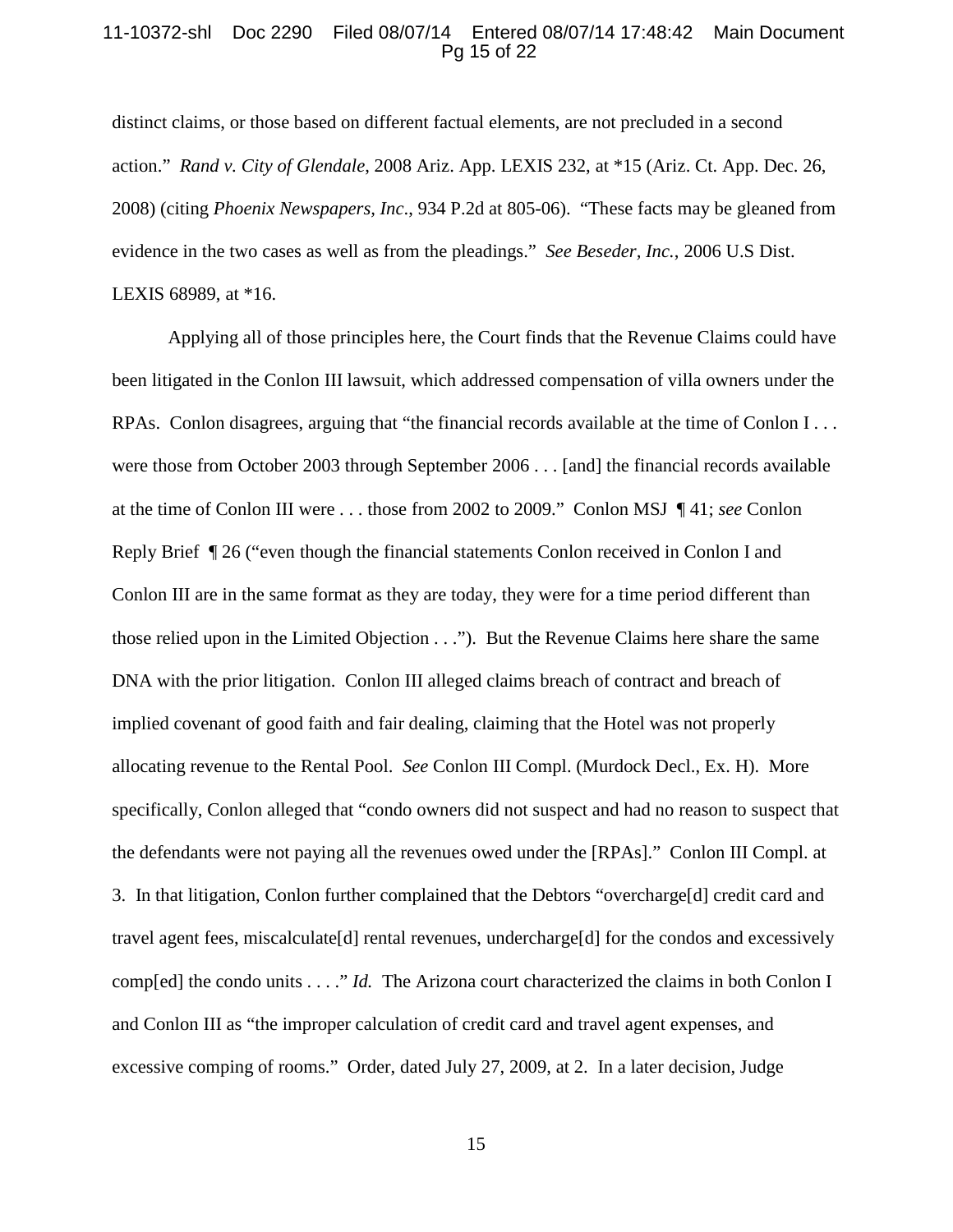distinct claims, or those based on different factual elements, are not precluded in a second action." *Rand v. City of Glendale*, 2008 Ariz. App. LEXIS 232, at *15 (Ariz. Ct. App. Dec. 26, 2008) (citing *Phoenix Newspapers, Inc*., 934 P.2d at 805-06). "These facts may be gleaned from evidence in the two cases as well as from the pleadings." *See Beseder, Inc.*, 2006 U.S Dist. LEXIS 68989, at *16.

Applying all of those principles here, the Court finds that the Revenue Claims could have been litigated in the Conlon III lawsuit, which addressed compensation of villa owners under the RPAs. Conlon disagrees, arguing that "the financial records available at the time of Conlon I . . . were those from October 2003 through September 2006 . . . [and] the financial records available at the time of Conlon III were . . . those from 2002 to 2009." Conlon MSJ ¶ 41; *see* Conlon Reply Brief ¶ 26 ("even though the financial statements Conlon received in Conlon I and Conlon III are in the same format as they are today, they were for a time period different than those relied upon in the Limited Objection . . ."). But the Revenue Claims here share the same DNA with the prior litigation. Conlon III alleged claims breach of contract and breach of implied covenant of good faith and fair dealing, claiming that the Hotel was not properly allocating revenue to the Rental Pool. *See* Conlon III Compl. (Murdock Decl., Ex. H). More specifically, Conlon alleged that "condo owners did not suspect and had no reason to suspect that the defendants were not paying all the revenues owed under the [RPAs]." Conlon III Compl. at 3. In that litigation, Conlon further complained that the Debtors "overcharge[d] credit card and travel agent fees, miscalculate[d] rental revenues, undercharge[d] for the condos and excessively comp[ed] the condo units . . . ." *Id.* The Arizona court characterized the claims in both Conlon I and Conlon III as "the improper calculation of credit card and travel agent expenses, and excessive comping of rooms." Order, dated July 27, 2009, at 2. In a later decision, Judge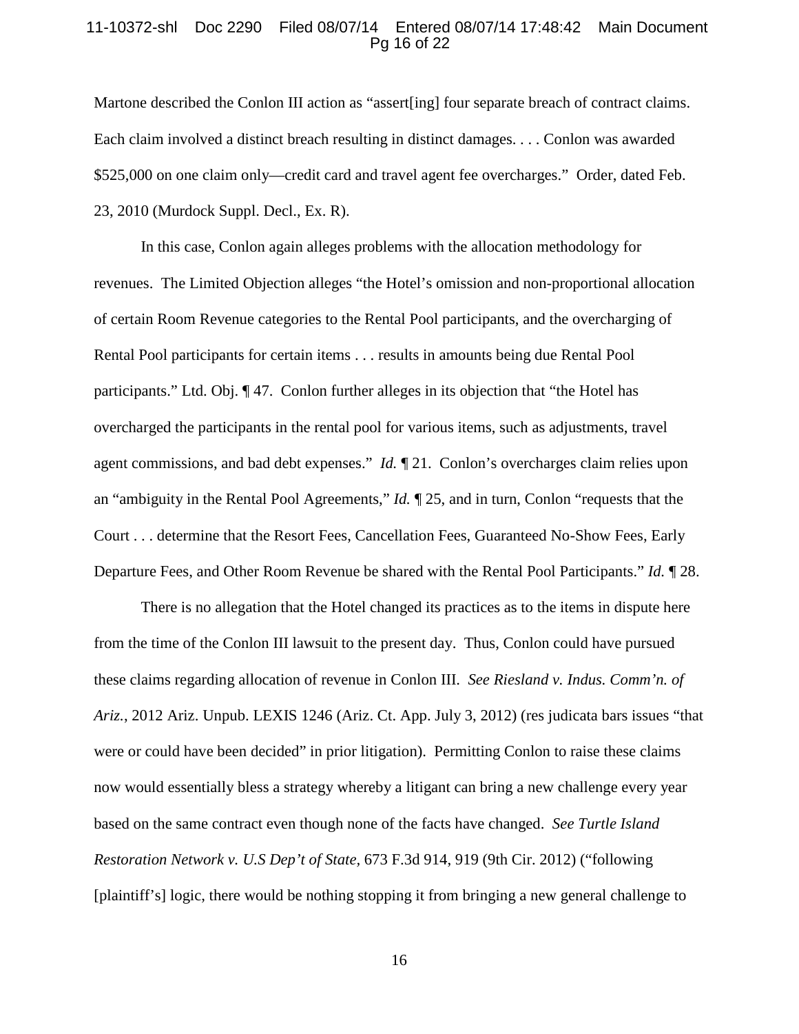Martone described the Conlon III action as "assert[ing] four separate breach of contract claims. Each claim involved a distinct breach resulting in distinct damages. . . . Conlon was awarded $525,000 on one claim only—credit card and travel agent fee overcharges." Order, dated Feb. 23, 2010 (Murdock Suppl. Decl., Ex. R).

In this case, Conlon again alleges problems with the allocation methodology for revenues. The Limited Objection alleges "the Hotel's omission and non-proportional allocation of certain Room Revenue categories to the Rental Pool participants, and the overcharging of Rental Pool participants for certain items . . . results in amounts being due Rental Pool participants." Ltd. Obj. ¶ 47. Conlon further alleges in its objection that "the Hotel has overcharged the participants in the rental pool for various items, such as adjustments, travel agent commissions, and bad debt expenses." *Id.* ¶ 21. Conlon's overcharges claim relies upon an "ambiguity in the Rental Pool Agreements," *Id.* ¶ 25, and in turn, Conlon "requests that the Court . . . determine that the Resort Fees, Cancellation Fees, Guaranteed No-Show Fees, Early Departure Fees, and Other Room Revenue be shared with the Rental Pool Participants." *Id.* ¶ 28.

There is no allegation that the Hotel changed its practices as to the items in dispute here from the time of the Conlon III lawsuit to the present day. Thus, Conlon could have pursued these claims regarding allocation of revenue in Conlon III. *See Riesland v. Indus. Comm'n. of Ariz.*, 2012 Ariz. Unpub. LEXIS 1246 (Ariz. Ct. App. July 3, 2012) (res judicata bars issues "that were or could have been decided" in prior litigation). Permitting Conlon to raise these claims now would essentially bless a strategy whereby a litigant can bring a new challenge every year based on the same contract even though none of the facts have changed. *See Turtle Island Restoration Network v. U.S Dep't of State*, 673 F.3d 914, 919 (9th Cir. 2012) ("following [plaintiff's] logic, there would be nothing stopping it from bringing a new general challenge to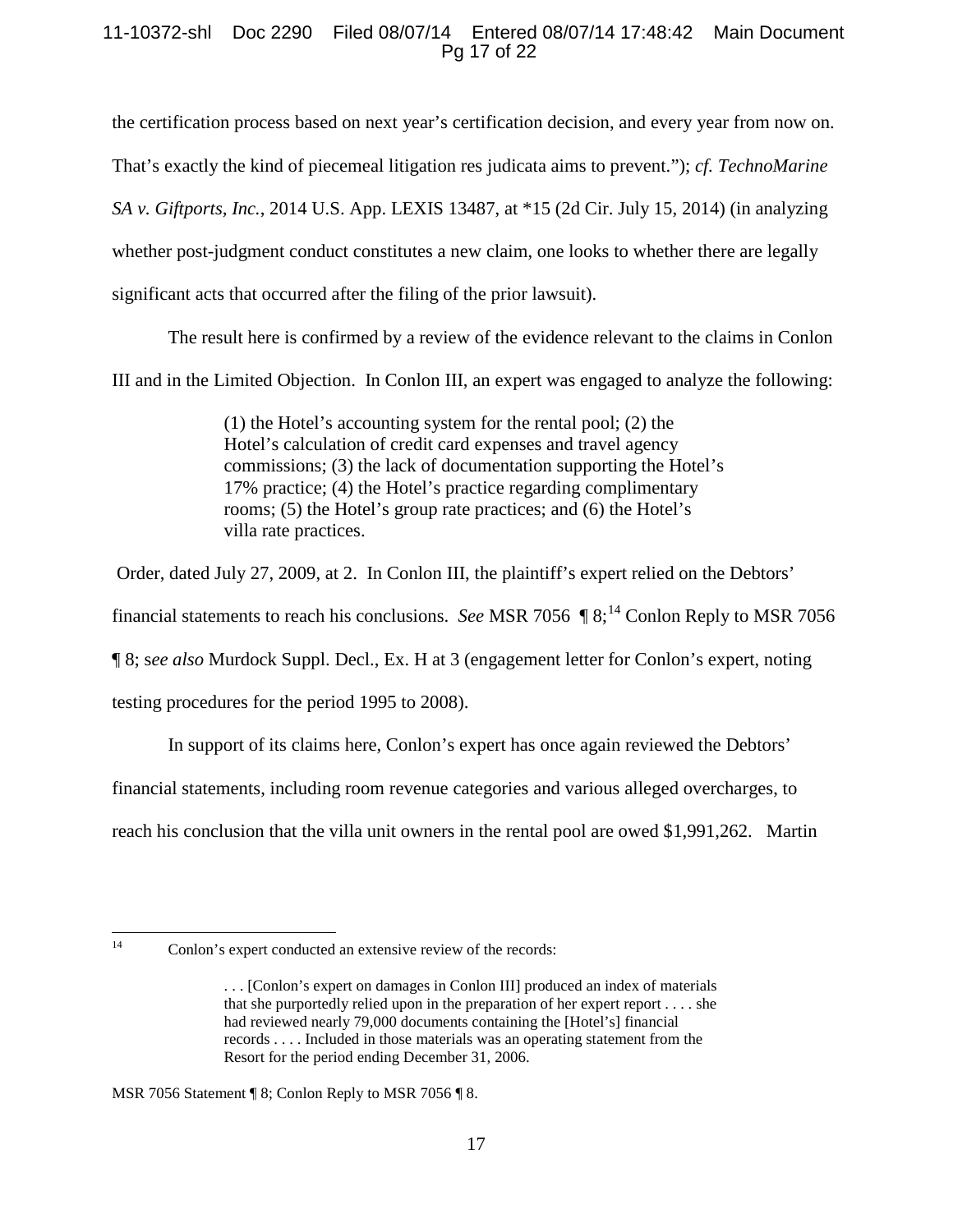the certification process based on next year's certification decision, and every year from now on. That's exactly the kind of piecemeal litigation res judicata aims to prevent."); *cf. TechnoMarine SA v. Giftports, Inc.*, 2014 U.S. App. LEXIS 13487, at *15 (2d Cir. July 15, 2014) (in analyzing whether post-judgment conduct constitutes a new claim, one looks to whether there are legally significant acts that occurred after the filing of the prior lawsuit).

The result here is confirmed by a review of the evidence relevant to the claims in Conlon III and in the Limited Objection. In Conlon III, an expert was engaged to analyze the following:

> (1) the Hotel's accounting system for the rental pool; (2) the Hotel's calculation of credit card expenses and travel agency commissions; (3) the lack of documentation supporting the Hotel's 17% practice; (4) the Hotel's practice regarding complimentary rooms; (5) the Hotel's group rate practices; and (6) the Hotel's villa rate practices.

Order, dated July 27, 2009, at 2. In Conlon III, the plaintiff's expert relied on the Debtors' financial statements to reach his conclusions. *See* MSR 7056 ¶ 8;[14] Conlon Reply to MSR 7056 ¶ 8; s*ee also* Murdock Suppl. Decl., Ex. H at 3 (engagement letter for Conlon's expert, noting testing procedures for the period 1995 to 2008).

In support of its claims here, Conlon's expert has once again reviewed the Debtors' financial statements, including room revenue categories and various alleged overcharges, to reach his conclusion that the villa unit owners in the rental pool are owed $1,991,262. Martin

---

[14] Conlon's expert conducted an extensive review of the records:

> . . . [Conlon's expert on damages in Conlon III] produced an index of materials that she purportedly relied upon in the preparation of her expert report . . . . she had reviewed nearly 79,000 documents containing the [Hotel's] financial records . . . . Included in those materials was an operating statement from the Resort for the period ending December 31, 2006.

MSR 7056 Statement ¶ 8; Conlon Reply to MSR 7056 ¶ 8.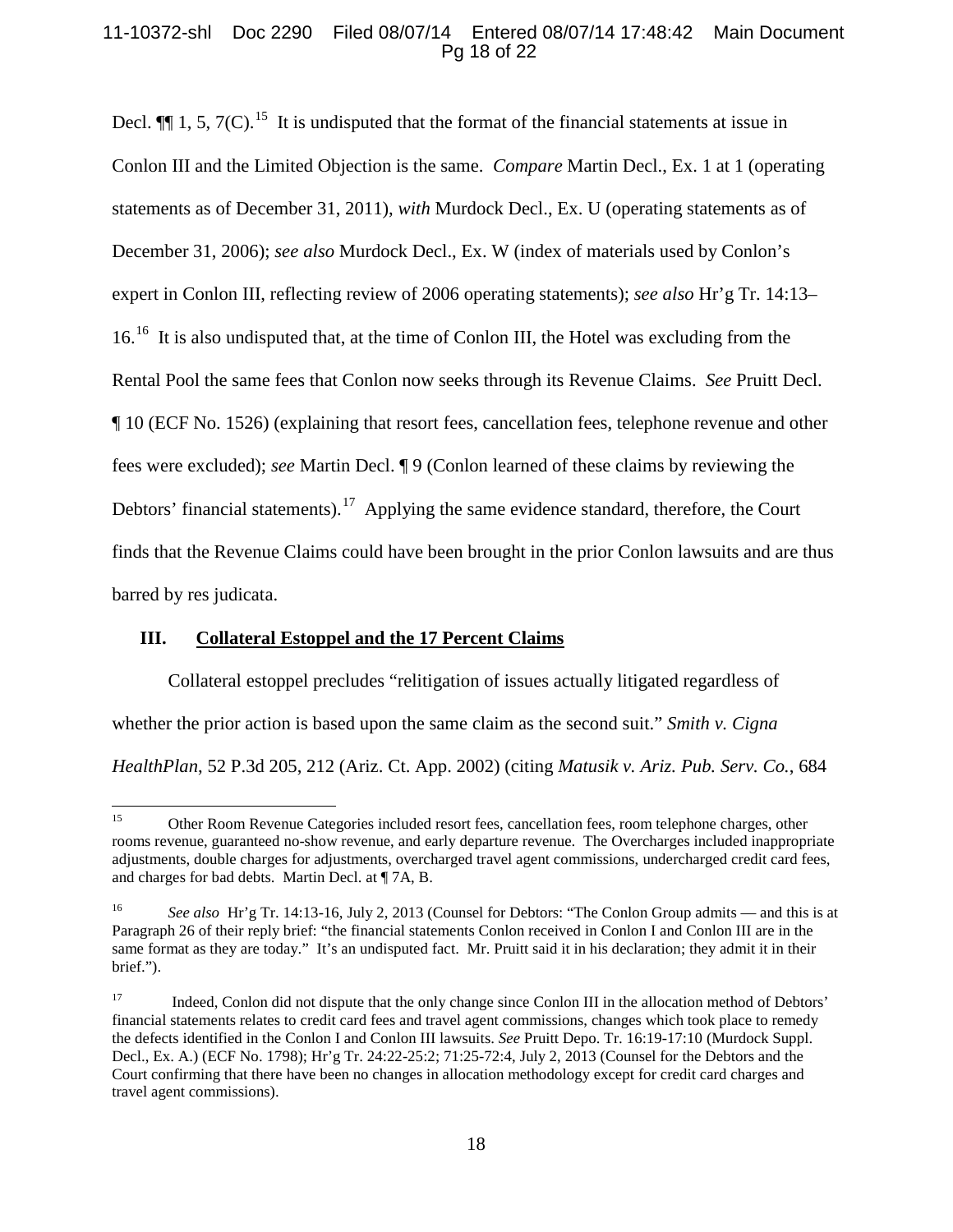Decl. ¶¶ 1, 5, 7(C).[15] It is undisputed that the format of the financial statements at issue in Conlon III and the Limited Objection is the same. *Compare* Martin Decl., Ex. 1 at 1 (operating statements as of December 31, 2011), *with* Murdock Decl., Ex. U (operating statements as of December 31, 2006); *see also* Murdock Decl., Ex. W (index of materials used by Conlon's expert in Conlon III, reflecting review of 2006 operating statements); *see also* Hr'g Tr. 14:13–16.[16] It is also undisputed that, at the time of Conlon III, the Hotel was excluding from the Rental Pool the same fees that Conlon now seeks through its Revenue Claims. *See* Pruitt Decl. ¶ 10 (ECF No. 1526) (explaining that resort fees, cancellation fees, telephone revenue and other fees were excluded); *see* Martin Decl. ¶ 9 (Conlon learned of these claims by reviewing the Debtors' financial statements).[17] Applying the same evidence standard, therefore, the Court finds that the Revenue Claims could have been brought in the prior Conlon lawsuits and are thus barred by res judicata.

## III. Collateral Estoppel and the 17 Percent Claims

Collateral estoppel precludes "relitigation of issues actually litigated regardless of whether the prior action is based upon the same claim as the second suit." *Smith v. Cigna HealthPlan*, 52 P.3d 205, 212 (Ariz. Ct. App. 2002) (citing *Matusik v. Ariz. Pub. Serv. Co.*, 684

---

[15] Other Room Revenue Categories included resort fees, cancellation fees, room telephone charges, other rooms revenue, guaranteed no-show revenue, and early departure revenue. The Overcharges included inappropriate adjustments, double charges for adjustments, overcharged travel agent commissions, undercharged credit card fees, and charges for bad debts. Martin Decl. at ¶ 7A, B.

[16] *See also* Hr'g Tr. 14:13-16, July 2, 2013 (Counsel for Debtors: "The Conlon Group admits — and this is at Paragraph 26 of their reply brief: "the financial statements Conlon received in Conlon I and Conlon III are in the same format as they are today." It's an undisputed fact. Mr. Pruitt said it in his declaration; they admit it in their brief.").

[17] Indeed, Conlon did not dispute that the only change since Conlon III in the allocation method of Debtors' financial statements relates to credit card fees and travel agent commissions, changes which took place to remedy the defects identified in the Conlon I and Conlon III lawsuits. *See* Pruitt Depo. Tr. 16:19-17:10 (Murdock Suppl. Decl., Ex. A.) (ECF No. 1798); Hr'g Tr. 24:22-25:2; 71:25-72:4, July 2, 2013 (Counsel for the Debtors and the Court confirming that there have been no changes in allocation methodology except for credit card charges and travel agent commissions).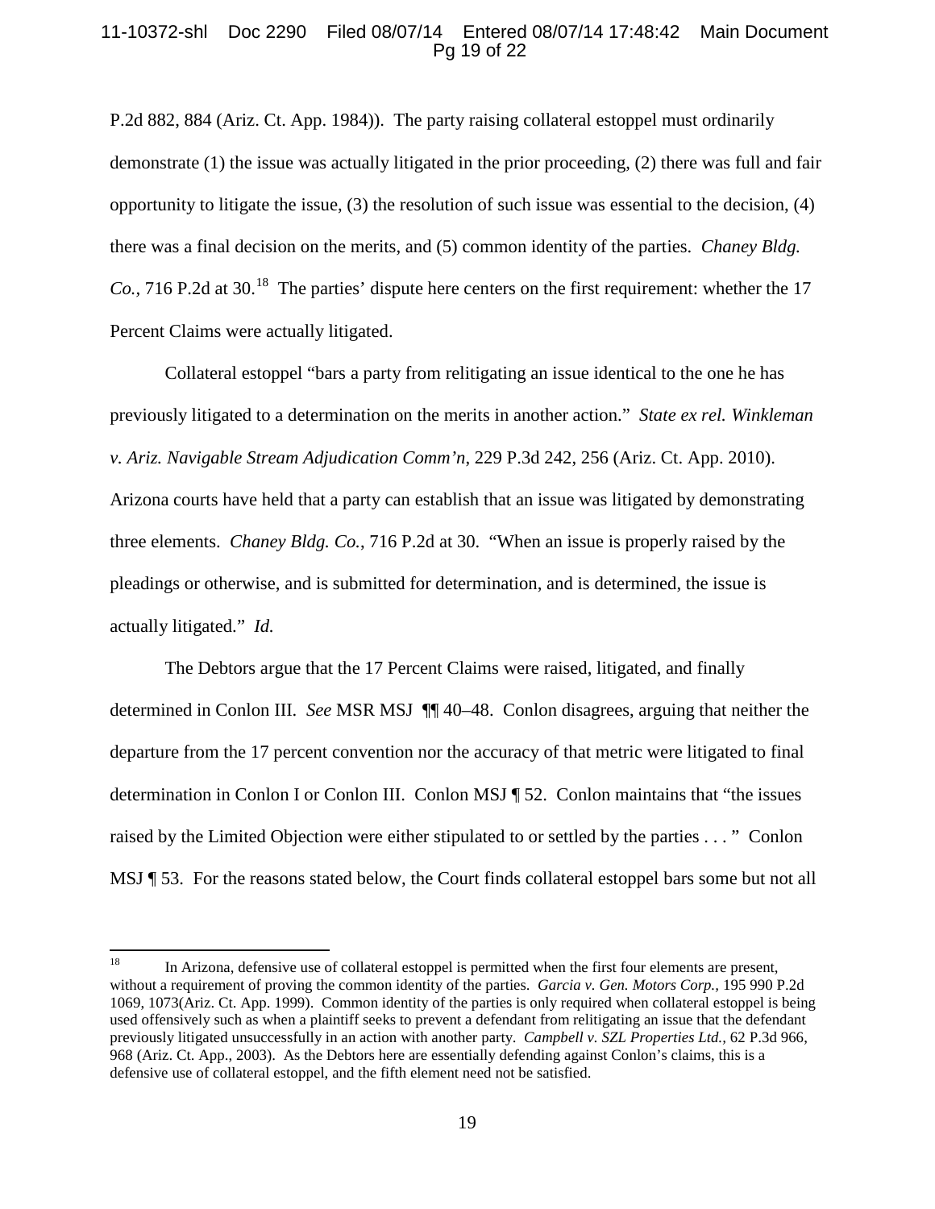P.2d 882, 884 (Ariz. Ct. App. 1984)). The party raising collateral estoppel must ordinarily demonstrate (1) the issue was actually litigated in the prior proceeding, (2) there was full and fair opportunity to litigate the issue, (3) the resolution of such issue was essential to the decision, (4) there was a final decision on the merits, and (5) common identity of the parties. *Chaney Bldg. Co.*, 716 P.2d at 30.[18] The parties' dispute here centers on the first requirement: whether the 17 Percent Claims were actually litigated.

Collateral estoppel "bars a party from relitigating an issue identical to the one he has previously litigated to a determination on the merits in another action." *State ex rel. Winkleman v. Ariz. Navigable Stream Adjudication Comm'n*, 229 P.3d 242, 256 (Ariz. Ct. App. 2010). Arizona courts have held that a party can establish that an issue was litigated by demonstrating three elements. *Chaney Bldg. Co.*, 716 P.2d at 30. "When an issue is properly raised by the pleadings or otherwise, and is submitted for determination, and is determined, the issue is actually litigated." *Id.*

The Debtors argue that the 17 Percent Claims were raised, litigated, and finally determined in Conlon III. *See* MSR MSJ ¶¶ 40–48. Conlon disagrees, arguing that neither the departure from the 17 percent convention nor the accuracy of that metric were litigated to final determination in Conlon I or Conlon III. Conlon MSJ ¶ 52. Conlon maintains that "the issues raised by the Limited Objection were either stipulated to or settled by the parties . . . " Conlon MSJ ¶ 53. For the reasons stated below, the Court finds collateral estoppel bars some but not all

---

[18] In Arizona, defensive use of collateral estoppel is permitted when the first four elements are present, without a requirement of proving the common identity of the parties. *Garcia v. Gen. Motors Corp.,* 195 990 P.2d 1069, 1073(Ariz. Ct. App. 1999). Common identity of the parties is only required when collateral estoppel is being used offensively such as when a plaintiff seeks to prevent a defendant from relitigating an issue that the defendant previously litigated unsuccessfully in an action with another party. *Campbell v. SZL Properties Ltd.,* 62 P.3d 966, 968 (Ariz. Ct. App., 2003). As the Debtors here are essentially defending against Conlon's claims, this is a defensive use of collateral estoppel, and the fifth element need not be satisfied.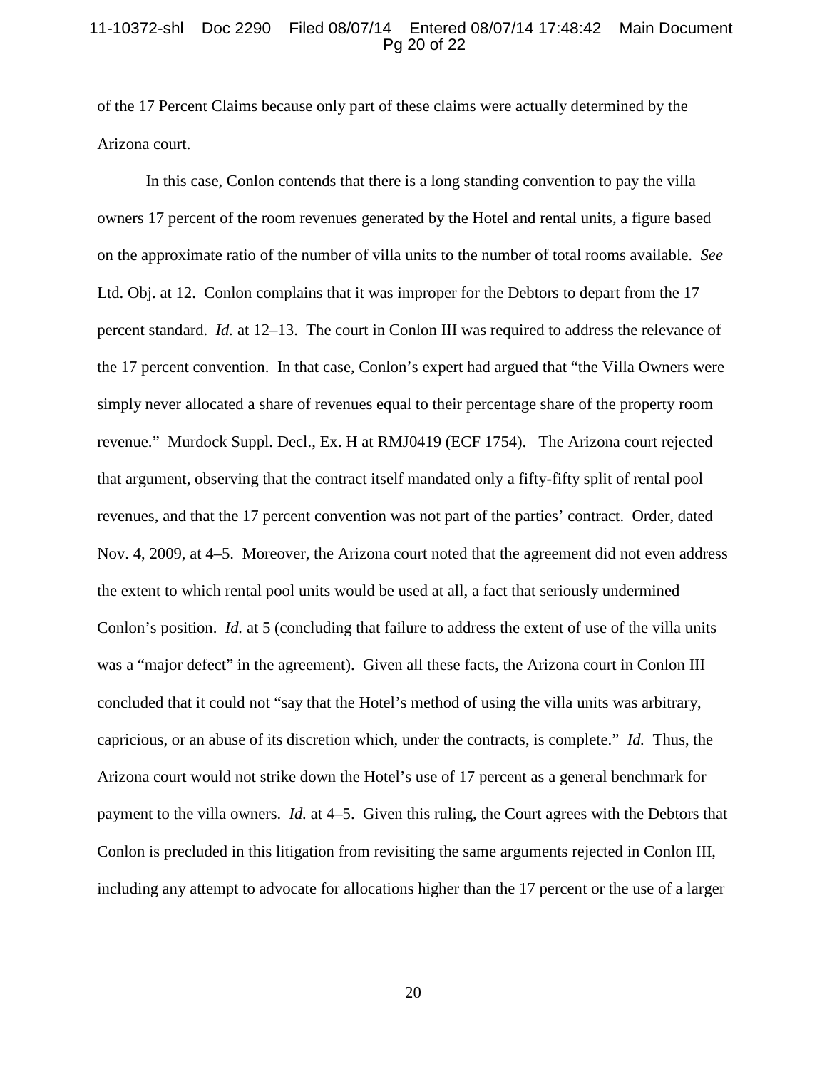of the 17 Percent Claims because only part of these claims were actually determined by the Arizona court.

In this case, Conlon contends that there is a long standing convention to pay the villa owners 17 percent of the room revenues generated by the Hotel and rental units, a figure based on the approximate ratio of the number of villa units to the number of total rooms available. *See* Ltd. Obj. at 12. Conlon complains that it was improper for the Debtors to depart from the 17 percent standard. *Id.* at 12–13. The court in Conlon III was required to address the relevance of the 17 percent convention. In that case, Conlon's expert had argued that "the Villa Owners were simply never allocated a share of revenues equal to their percentage share of the property room revenue." Murdock Suppl. Decl., Ex. H at RMJ0419 (ECF 1754). The Arizona court rejected that argument, observing that the contract itself mandated only a fifty-fifty split of rental pool revenues, and that the 17 percent convention was not part of the parties' contract. Order, dated Nov. 4, 2009, at 4–5. Moreover, the Arizona court noted that the agreement did not even address the extent to which rental pool units would be used at all, a fact that seriously undermined Conlon's position. *Id.* at 5 (concluding that failure to address the extent of use of the villa units was a "major defect" in the agreement). Given all these facts, the Arizona court in Conlon III concluded that it could not "say that the Hotel's method of using the villa units was arbitrary, capricious, or an abuse of its discretion which, under the contracts, is complete." *Id.* Thus, the Arizona court would not strike down the Hotel's use of 17 percent as a general benchmark for payment to the villa owners. *Id.* at 4–5. Given this ruling, the Court agrees with the Debtors that Conlon is precluded in this litigation from revisiting the same arguments rejected in Conlon III, including any attempt to advocate for allocations higher than the 17 percent or the use of a larger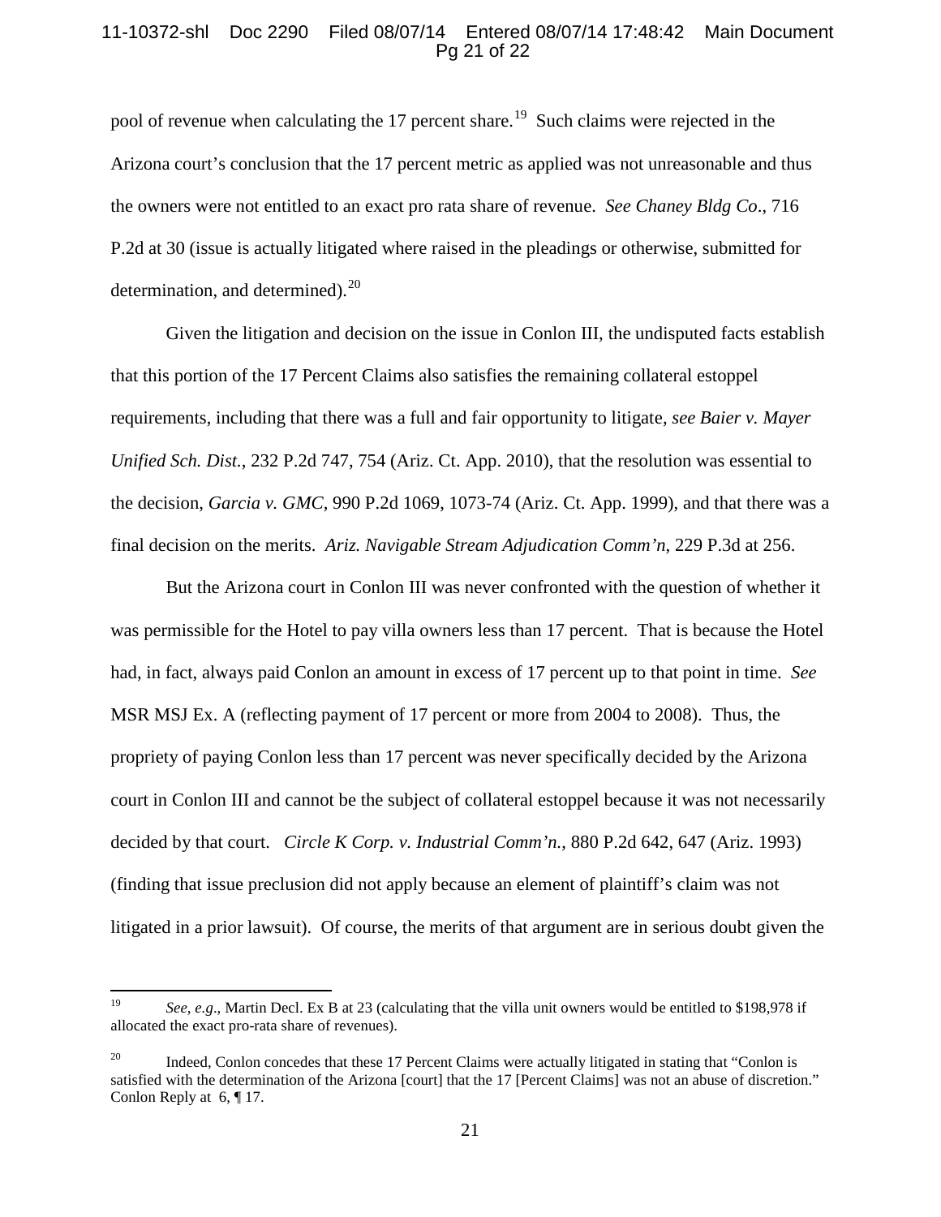pool of revenue when calculating the 17 percent share.[19] Such claims were rejected in the Arizona court's conclusion that the 17 percent metric as applied was not unreasonable and thus the owners were not entitled to an exact pro rata share of revenue. *See Chaney Bldg Co*., 716 P.2d at 30 (issue is actually litigated where raised in the pleadings or otherwise, submitted for determination, and determined).[20]

Given the litigation and decision on the issue in Conlon III, the undisputed facts establish that this portion of the 17 Percent Claims also satisfies the remaining collateral estoppel requirements, including that there was a full and fair opportunity to litigate, *see Baier v. Mayer Unified Sch. Dist.*, 232 P.2d 747, 754 (Ariz. Ct. App. 2010), that the resolution was essential to the decision, *Garcia v. GMC*, 990 P.2d 1069, 1073-74 (Ariz. Ct. App. 1999), and that there was a final decision on the merits. *Ariz. Navigable Stream Adjudication Comm'n*, 229 P.3d at 256.

But the Arizona court in Conlon III was never confronted with the question of whether it was permissible for the Hotel to pay villa owners less than 17 percent. That is because the Hotel had, in fact, always paid Conlon an amount in excess of 17 percent up to that point in time. *See* MSR MSJ Ex. A (reflecting payment of 17 percent or more from 2004 to 2008). Thus, the propriety of paying Conlon less than 17 percent was never specifically decided by the Arizona court in Conlon III and cannot be the subject of collateral estoppel because it was not necessarily decided by that court. *Circle K Corp. v. Industrial Comm'n.*, 880 P.2d 642, 647 (Ariz. 1993) (finding that issue preclusion did not apply because an element of plaintiff's claim was not litigated in a prior lawsuit). Of course, the merits of that argument are in serious doubt given the

---

[19] *See, e.g*., Martin Decl. Ex B at 23 (calculating that the villa unit owners would be entitled to $198,978 if allocated the exact pro-rata share of revenues).

[20] Indeed, Conlon concedes that these 17 Percent Claims were actually litigated in stating that "Conlon is satisfied with the determination of the Arizona [court] that the 17 [Percent Claims] was not an abuse of discretion." Conlon Reply at 6, ¶ 17.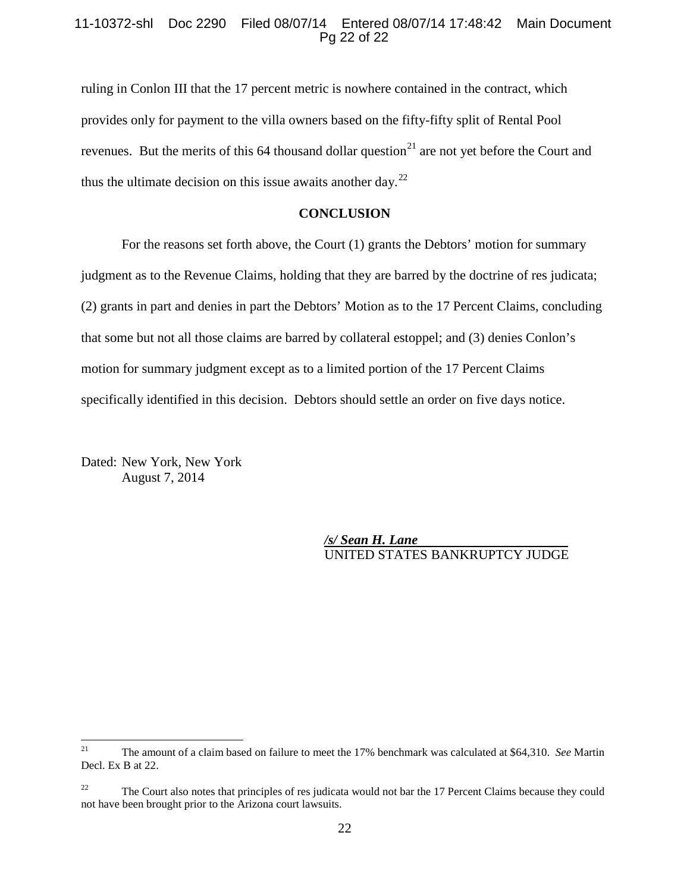ruling in Conlon III that the 17 percent metric is nowhere contained in the contract, which provides only for payment to the villa owners based on the fifty-fifty split of Rental Pool revenues. But the merits of this 64 thousand dollar question[21] are not yet before the Court and thus the ultimate decision on this issue awaits another day.[22]

## CONCLUSION

For the reasons set forth above, the Court (1) grants the Debtors' motion for summary judgment as to the Revenue Claims, holding that they are barred by the doctrine of res judicata; (2) grants in part and denies in part the Debtors' Motion as to the 17 Percent Claims, concluding that some but not all those claims are barred by collateral estoppel; and (3) denies Conlon's motion for summary judgment except as to a limited portion of the 17 Percent Claims specifically identified in this decision. Debtors should settle an order on five days notice.

Dated: New York, New York
August 7, 2014

***/s/ Sean H. Lane***
UNITED STATES BANKRUPTCY JUDGE

---

[21] The amount of a claim based on failure to meet the 17% benchmark was calculated at $64,310. *See* Martin Decl. Ex B at 22.

[22] The Court also notes that principles of res judicata would not bar the 17 Percent Claims because they could not have been brought prior to the Arizona court lawsuits.